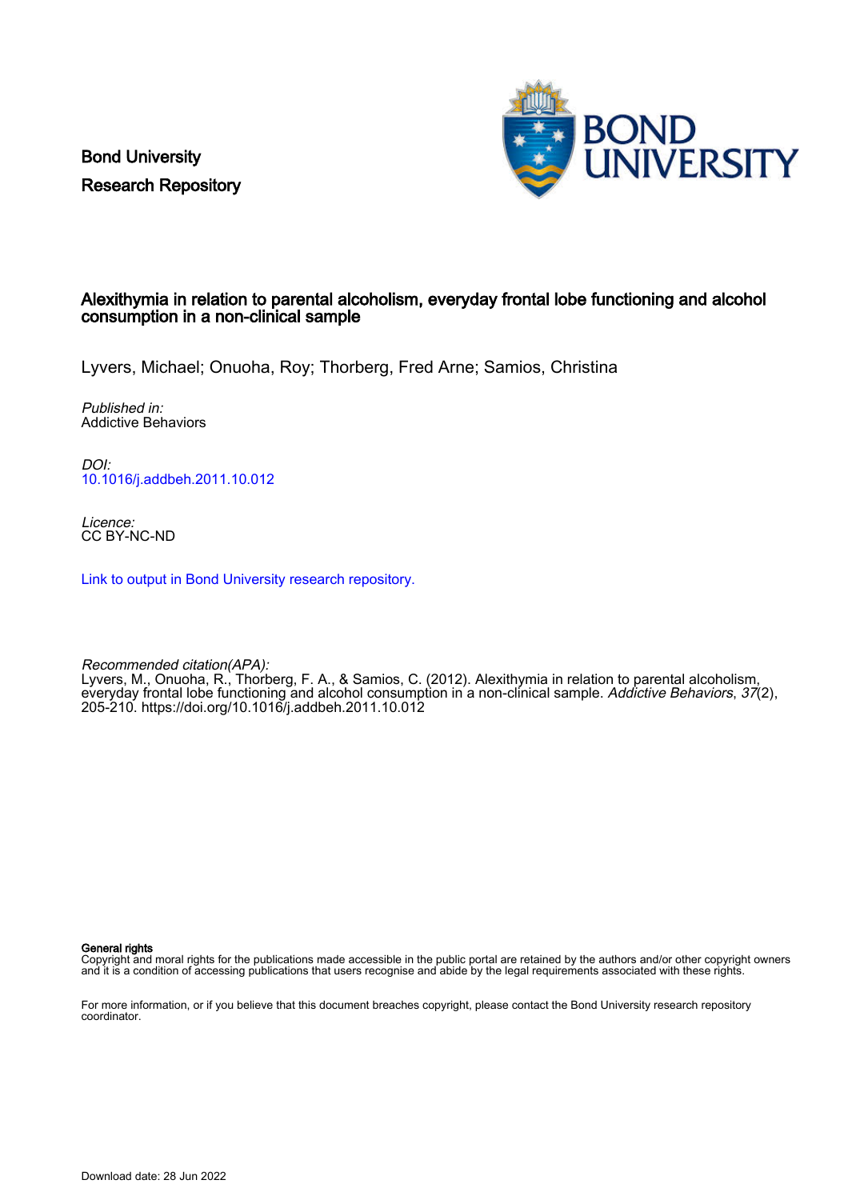Bond University
Research Repository

# Alexithymia in relation to parental alcoholism, everyday frontal lobe functioning and alcohol consumption in a non-clinical sample

Lyvers, Michael; Onuoha, Roy; Thorberg, Fred Arne; Samios, Christina

*Published in:*
Addictive Behaviors

*DOI:*
10.1016/j.addbeh.2011.10.012

*Licence:*
CC BY-NC-ND

Link to output in Bond University research repository.

*Recommended citation(APA):*
Lyvers, M., Onuoha, R., Thorberg, F. A., & Samios, C. (2012). Alexithymia in relation to parental alcoholism, everyday frontal lobe functioning and alcohol consumption in a non-clinical sample. *Addictive Behaviors*, *37*(2), 205-210. https://doi.org/10.1016/j.addbeh.2011.10.012

**General rights**
Copyright and moral rights for the publications made accessible in the public portal are retained by the authors and/or other copyright owners and it is a condition of accessing publications that users recognise and abide by the legal requirements associated with these rights.

For more information, or if you believe that this document breaches copyright, please contact the Bond University research repository coordinator.

Download date: 28 Jun 2022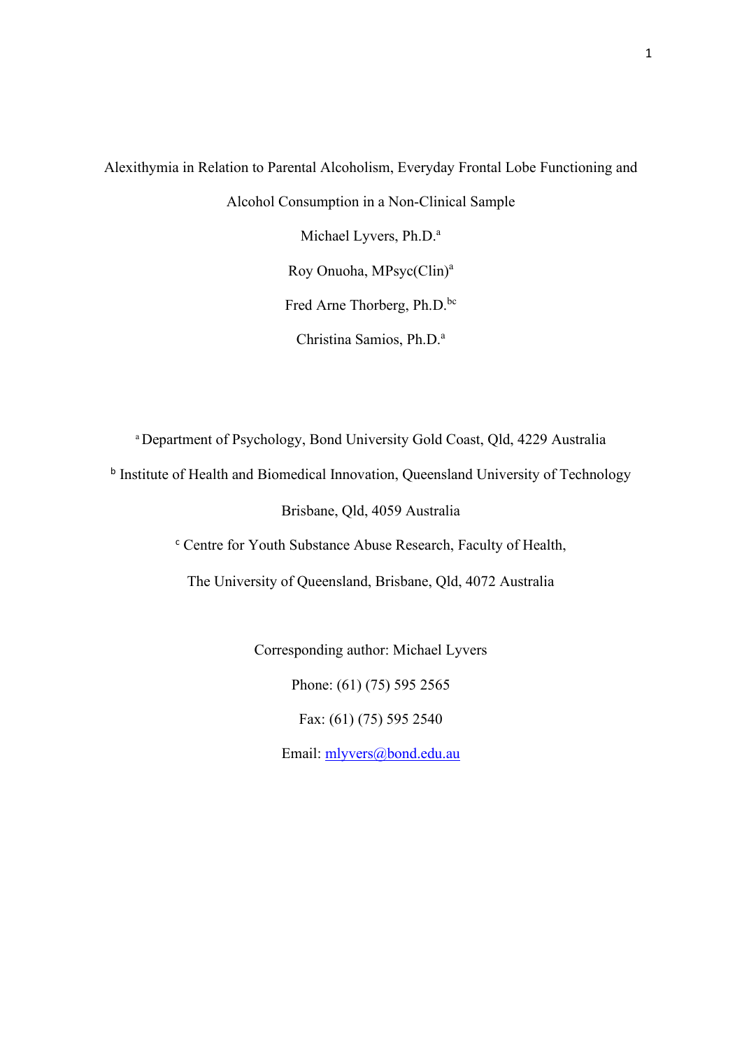# Alexithymia in Relation to Parental Alcoholism, Everyday Frontal Lobe Functioning and Alcohol Consumption in a Non-Clinical Sample

Michael Lyvers, Ph.D.[a]

Roy Onuoha, MPsyc(Clin)[a]

Fred Arne Thorberg, Ph.D.[bc]

Christina Samios, Ph.D.[a]

[a] Department of Psychology, Bond University Gold Coast, Qld, 4229 Australia

[b] Institute of Health and Biomedical Innovation, Queensland University of Technology Brisbane, Qld, 4059 Australia

[c] Centre for Youth Substance Abuse Research, Faculty of Health, The University of Queensland, Brisbane, Qld, 4072 Australia

Corresponding author: Michael Lyvers

Phone: (61) (75) 595 2565

Fax: (61) (75) 595 2540

Email: mlyvers@bond.edu.au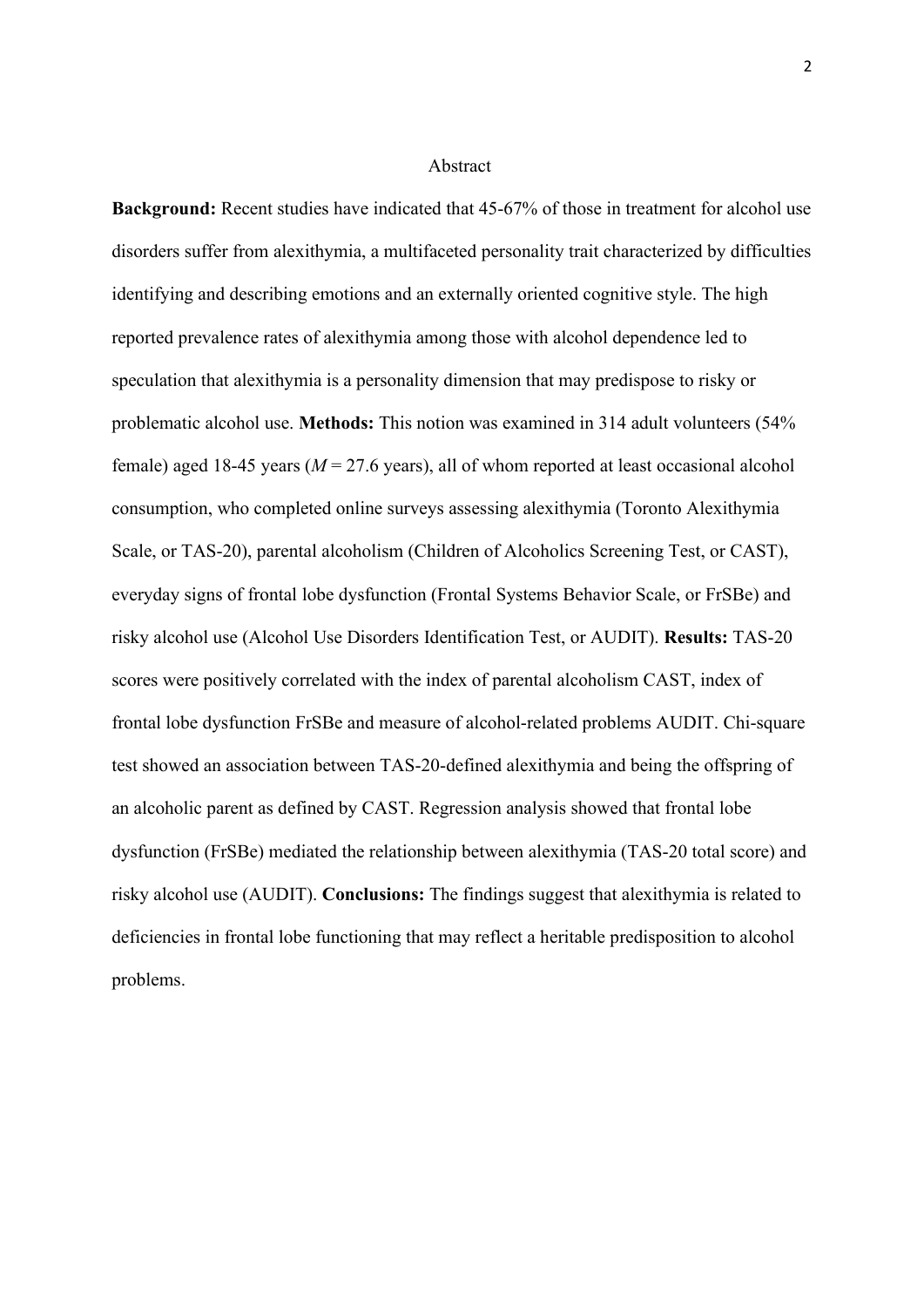## Abstract

**Background:** Recent studies have indicated that 45-67% of those in treatment for alcohol use disorders suffer from alexithymia, a multifaceted personality trait characterized by difficulties identifying and describing emotions and an externally oriented cognitive style. The high reported prevalence rates of alexithymia among those with alcohol dependence led to speculation that alexithymia is a personality dimension that may predispose to risky or problematic alcohol use. **Methods:** This notion was examined in 314 adult volunteers (54% female) aged 18-45 years ($M$ = 27.6 years), all of whom reported at least occasional alcohol consumption, who completed online surveys assessing alexithymia (Toronto Alexithymia Scale, or TAS-20), parental alcoholism (Children of Alcoholics Screening Test, or CAST), everyday signs of frontal lobe dysfunction (Frontal Systems Behavior Scale, or FrSBe) and risky alcohol use (Alcohol Use Disorders Identification Test, or AUDIT). **Results:** TAS-20 scores were positively correlated with the index of parental alcoholism CAST, index of frontal lobe dysfunction FrSBe and measure of alcohol-related problems AUDIT. Chi-square test showed an association between TAS-20-defined alexithymia and being the offspring of an alcoholic parent as defined by CAST. Regression analysis showed that frontal lobe dysfunction (FrSBe) mediated the relationship between alexithymia (TAS-20 total score) and risky alcohol use (AUDIT). **Conclusions:** The findings suggest that alexithymia is related to deficiencies in frontal lobe functioning that may reflect a heritable predisposition to alcohol problems.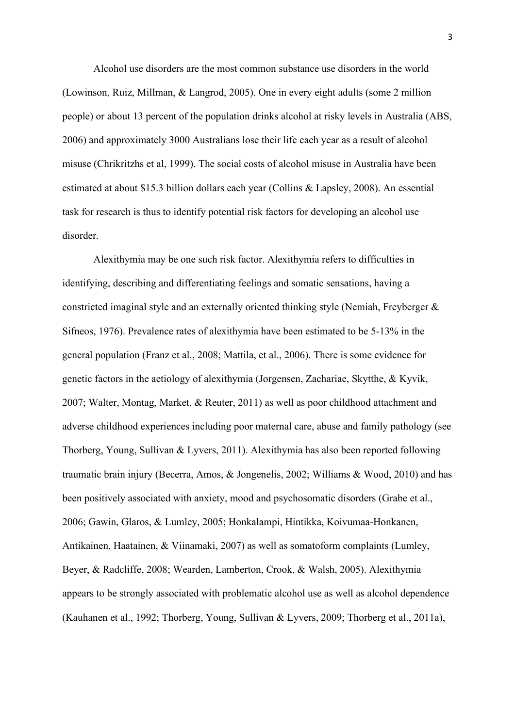Alcohol use disorders are the most common substance use disorders in the world (Lowinson, Ruiz, Millman, & Langrod, 2005). One in every eight adults (some 2 million people) or about 13 percent of the population drinks alcohol at risky levels in Australia (ABS, 2006) and approximately 3000 Australians lose their life each year as a result of alcohol misuse (Chrikritzhs et al, 1999). The social costs of alcohol misuse in Australia have been estimated at about $15.3 billion dollars each year (Collins & Lapsley, 2008). An essential task for research is thus to identify potential risk factors for developing an alcohol use disorder.

Alexithymia may be one such risk factor. Alexithymia refers to difficulties in identifying, describing and differentiating feelings and somatic sensations, having a constricted imaginal style and an externally oriented thinking style (Nemiah, Freyberger & Sifneos, 1976). Prevalence rates of alexithymia have been estimated to be 5-13% in the general population (Franz et al., 2008; Mattila, et al., 2006). There is some evidence for genetic factors in the aetiology of alexithymia (Jorgensen, Zachariae, Skytthe, & Kyvik, 2007; Walter, Montag, Market, & Reuter, 2011) as well as poor childhood attachment and adverse childhood experiences including poor maternal care, abuse and family pathology (see Thorberg, Young, Sullivan & Lyvers, 2011). Alexithymia has also been reported following traumatic brain injury (Becerra, Amos, & Jongenelis, 2002; Williams & Wood, 2010) and has been positively associated with anxiety, mood and psychosomatic disorders (Grabe et al., 2006; Gawin, Glaros, & Lumley, 2005; Honkalampi, Hintikka, Koivumaa-Honkanen, Antikainen, Haatainen, & Viinamaki, 2007) as well as somatoform complaints (Lumley, Beyer, & Radcliffe, 2008; Wearden, Lamberton, Crook, & Walsh, 2005). Alexithymia appears to be strongly associated with problematic alcohol use as well as alcohol dependence (Kauhanen et al., 1992; Thorberg, Young, Sullivan & Lyvers, 2009; Thorberg et al., 2011a),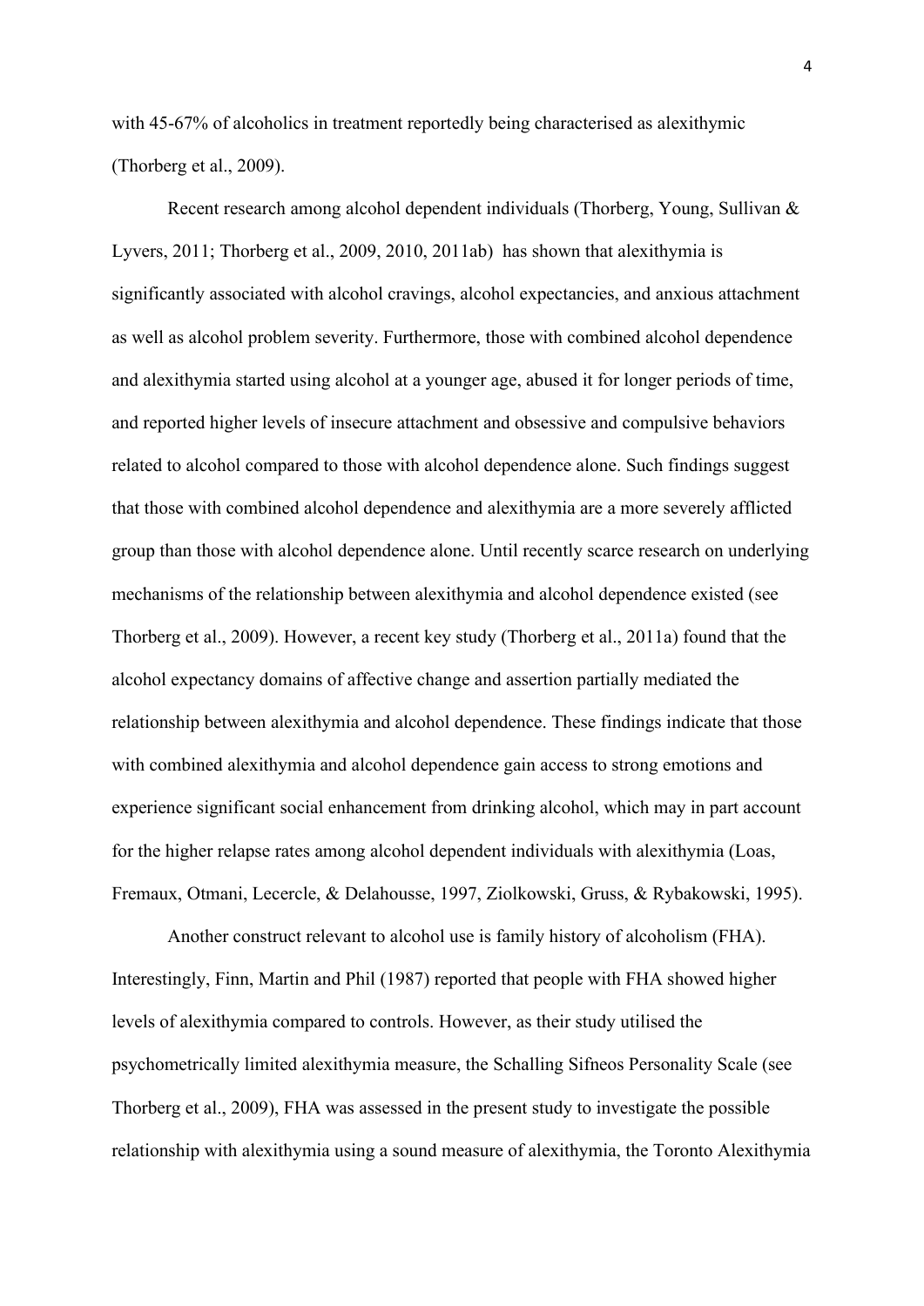with 45-67% of alcoholics in treatment reportedly being characterised as alexithymic (Thorberg et al., 2009).

Recent research among alcohol dependent individuals (Thorberg, Young, Sullivan & Lyvers, 2011; Thorberg et al., 2009, 2010, 2011ab) has shown that alexithymia is significantly associated with alcohol cravings, alcohol expectancies, and anxious attachment as well as alcohol problem severity. Furthermore, those with combined alcohol dependence and alexithymia started using alcohol at a younger age, abused it for longer periods of time, and reported higher levels of insecure attachment and obsessive and compulsive behaviors related to alcohol compared to those with alcohol dependence alone. Such findings suggest that those with combined alcohol dependence and alexithymia are a more severely afflicted group than those with alcohol dependence alone. Until recently scarce research on underlying mechanisms of the relationship between alexithymia and alcohol dependence existed (see Thorberg et al., 2009). However, a recent key study (Thorberg et al., 2011a) found that the alcohol expectancy domains of affective change and assertion partially mediated the relationship between alexithymia and alcohol dependence. These findings indicate that those with combined alexithymia and alcohol dependence gain access to strong emotions and experience significant social enhancement from drinking alcohol, which may in part account for the higher relapse rates among alcohol dependent individuals with alexithymia (Loas, Fremaux, Otmani, Lecercle, & Delahousse, 1997, Ziolkowski, Gruss, & Rybakowski, 1995).

Another construct relevant to alcohol use is family history of alcoholism (FHA). Interestingly, Finn, Martin and Phil (1987) reported that people with FHA showed higher levels of alexithymia compared to controls. However, as their study utilised the psychometrically limited alexithymia measure, the Schalling Sifneos Personality Scale (see Thorberg et al., 2009), FHA was assessed in the present study to investigate the possible relationship with alexithymia using a sound measure of alexithymia, the Toronto Alexithymia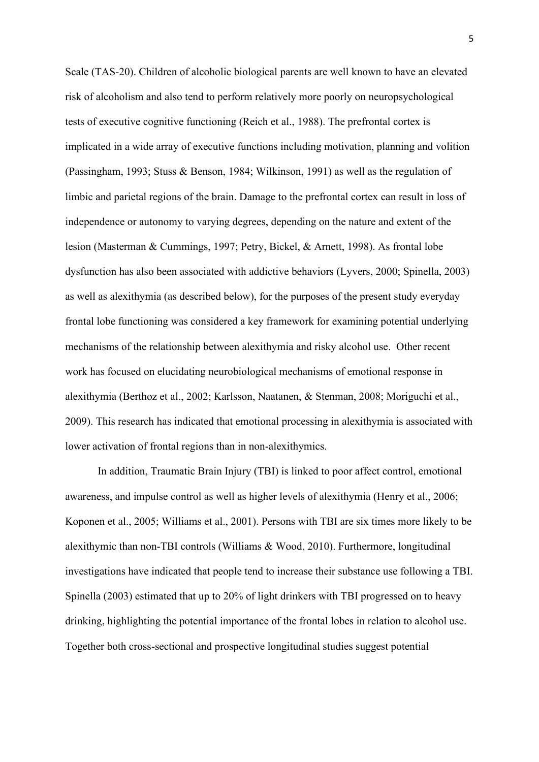Scale (TAS-20). Children of alcoholic biological parents are well known to have an elevated risk of alcoholism and also tend to perform relatively more poorly on neuropsychological tests of executive cognitive functioning (Reich et al., 1988). The prefrontal cortex is implicated in a wide array of executive functions including motivation, planning and volition (Passingham, 1993; Stuss & Benson, 1984; Wilkinson, 1991) as well as the regulation of limbic and parietal regions of the brain. Damage to the prefrontal cortex can result in loss of independence or autonomy to varying degrees, depending on the nature and extent of the lesion (Masterman & Cummings, 1997; Petry, Bickel, & Arnett, 1998). As frontal lobe dysfunction has also been associated with addictive behaviors (Lyvers, 2000; Spinella, 2003) as well as alexithymia (as described below), for the purposes of the present study everyday frontal lobe functioning was considered a key framework for examining potential underlying mechanisms of the relationship between alexithymia and risky alcohol use. Other recent work has focused on elucidating neurobiological mechanisms of emotional response in alexithymia (Berthoz et al., 2002; Karlsson, Naatanen, & Stenman, 2008; Moriguchi et al., 2009). This research has indicated that emotional processing in alexithymia is associated with lower activation of frontal regions than in non-alexithymics.

In addition, Traumatic Brain Injury (TBI) is linked to poor affect control, emotional awareness, and impulse control as well as higher levels of alexithymia (Henry et al., 2006; Koponen et al., 2005; Williams et al., 2001). Persons with TBI are six times more likely to be alexithymic than non-TBI controls (Williams & Wood, 2010). Furthermore, longitudinal investigations have indicated that people tend to increase their substance use following a TBI. Spinella (2003) estimated that up to 20% of light drinkers with TBI progressed on to heavy drinking, highlighting the potential importance of the frontal lobes in relation to alcohol use. Together both cross-sectional and prospective longitudinal studies suggest potential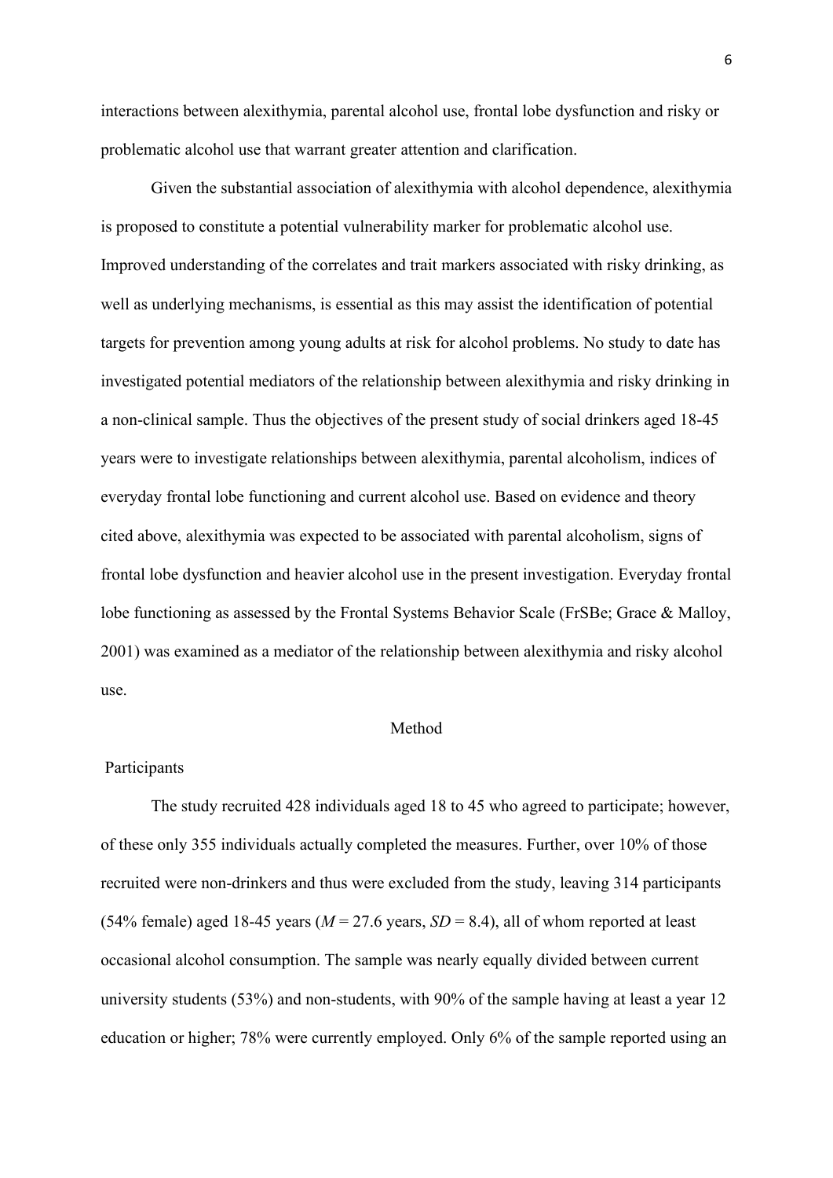interactions between alexithymia, parental alcohol use, frontal lobe dysfunction and risky or problematic alcohol use that warrant greater attention and clarification.

Given the substantial association of alexithymia with alcohol dependence, alexithymia is proposed to constitute a potential vulnerability marker for problematic alcohol use. Improved understanding of the correlates and trait markers associated with risky drinking, as well as underlying mechanisms, is essential as this may assist the identification of potential targets for prevention among young adults at risk for alcohol problems. No study to date has investigated potential mediators of the relationship between alexithymia and risky drinking in a non-clinical sample. Thus the objectives of the present study of social drinkers aged 18-45 years were to investigate relationships between alexithymia, parental alcoholism, indices of everyday frontal lobe functioning and current alcohol use. Based on evidence and theory cited above, alexithymia was expected to be associated with parental alcoholism, signs of frontal lobe dysfunction and heavier alcohol use in the present investigation. Everyday frontal lobe functioning as assessed by the Frontal Systems Behavior Scale (FrSBe; Grace & Malloy, 2001) was examined as a mediator of the relationship between alexithymia and risky alcohol use.

## Method

### Participants

The study recruited 428 individuals aged 18 to 45 who agreed to participate; however, of these only 355 individuals actually completed the measures. Further, over 10% of those recruited were non-drinkers and thus were excluded from the study, leaving 314 participants (54% female) aged 18-45 years ($M$ = 27.6 years, $SD$ = 8.4), all of whom reported at least occasional alcohol consumption. The sample was nearly equally divided between current university students (53%) and non-students, with 90% of the sample having at least a year 12 education or higher; 78% were currently employed. Only 6% of the sample reported using an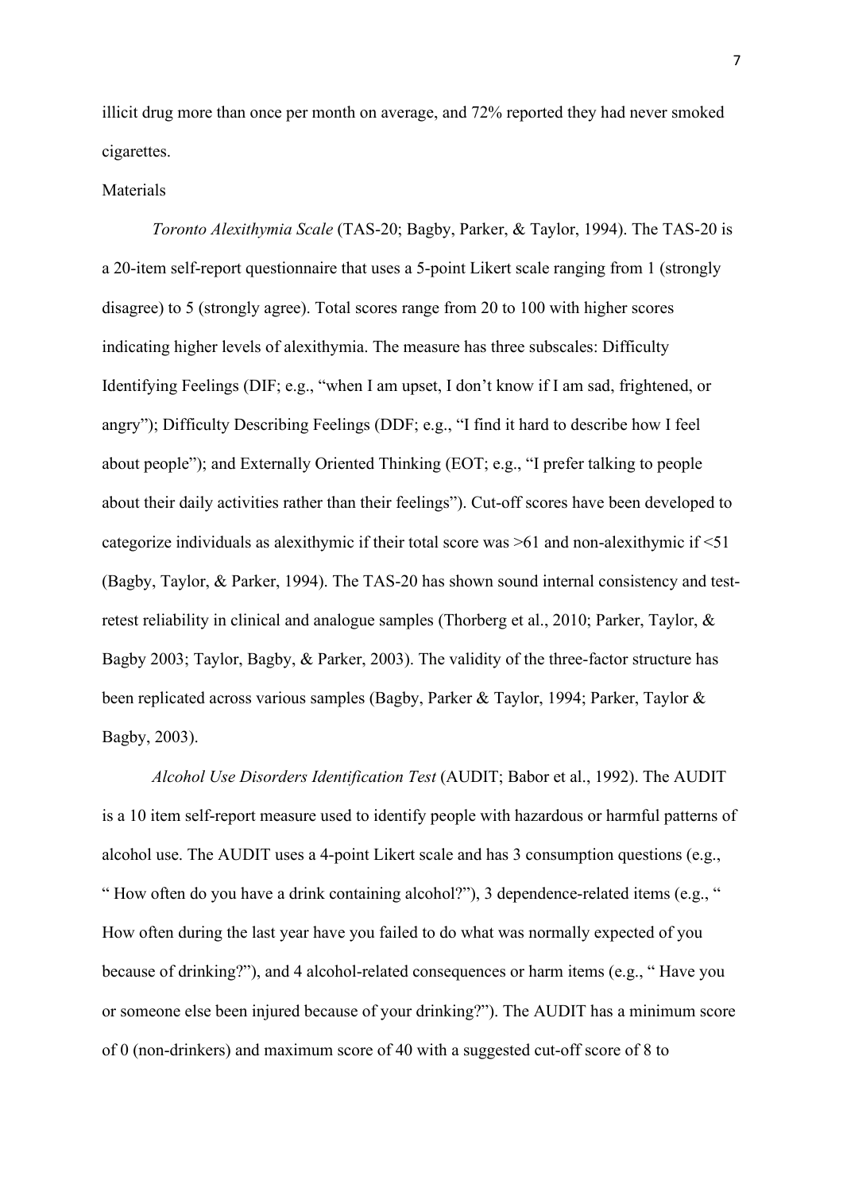illicit drug more than once per month on average, and 72% reported they had never smoked cigarettes.

## Materials

*Toronto Alexithymia Scale* (TAS-20; Bagby, Parker, & Taylor, 1994). The TAS-20 is a 20-item self-report questionnaire that uses a 5-point Likert scale ranging from 1 (strongly disagree) to 5 (strongly agree). Total scores range from 20 to 100 with higher scores indicating higher levels of alexithymia. The measure has three subscales: Difficulty Identifying Feelings (DIF; e.g., "when I am upset, I don't know if I am sad, frightened, or angry"); Difficulty Describing Feelings (DDF; e.g., "I find it hard to describe how I feel about people"); and Externally Oriented Thinking (EOT; e.g., "I prefer talking to people about their daily activities rather than their feelings"). Cut-off scores have been developed to categorize individuals as alexithymic if their total score was >61 and non-alexithymic if <51 (Bagby, Taylor, & Parker, 1994). The TAS-20 has shown sound internal consistency and test-retest reliability in clinical and analogue samples (Thorberg et al., 2010; Parker, Taylor, & Bagby 2003; Taylor, Bagby, & Parker, 2003). The validity of the three-factor structure has been replicated across various samples (Bagby, Parker & Taylor, 1994; Parker, Taylor & Bagby, 2003).

*Alcohol Use Disorders Identification Test* (AUDIT; Babor et al., 1992). The AUDIT is a 10 item self-report measure used to identify people with hazardous or harmful patterns of alcohol use. The AUDIT uses a 4-point Likert scale and has 3 consumption questions (e.g., " How often do you have a drink containing alcohol?"), 3 dependence-related items (e.g., " How often during the last year have you failed to do what was normally expected of you because of drinking?"), and 4 alcohol-related consequences or harm items (e.g., " Have you or someone else been injured because of your drinking?"). The AUDIT has a minimum score of 0 (non-drinkers) and maximum score of 40 with a suggested cut-off score of 8 to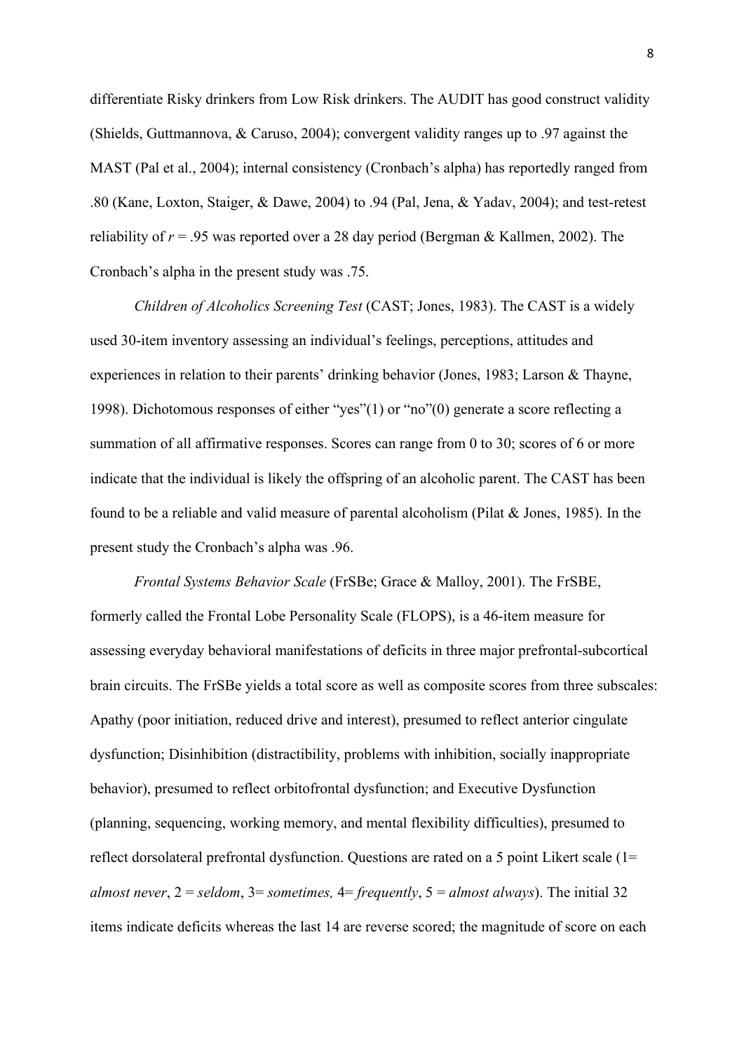differentiate Risky drinkers from Low Risk drinkers. The AUDIT has good construct validity (Shields, Guttmannova, & Caruso, 2004); convergent validity ranges up to .97 against the MAST (Pal et al., 2004); internal consistency (Cronbach's alpha) has reportedly ranged from .80 (Kane, Loxton, Staiger, & Dawe, 2004) to .94 (Pal, Jena, & Yadav, 2004); and test-retest reliability of $r = .95$ was reported over a 28 day period (Bergman & Kallmen, 2002). The Cronbach's alpha in the present study was .75.

*Children of Alcoholics Screening Test* (CAST; Jones, 1983). The CAST is a widely used 30-item inventory assessing an individual's feelings, perceptions, attitudes and experiences in relation to their parents' drinking behavior (Jones, 1983; Larson & Thayne, 1998). Dichotomous responses of either "yes"(1) or "no"(0) generate a score reflecting a summation of all affirmative responses. Scores can range from 0 to 30; scores of 6 or more indicate that the individual is likely the offspring of an alcoholic parent. The CAST has been found to be a reliable and valid measure of parental alcoholism (Pilat & Jones, 1985). In the present study the Cronbach's alpha was .96.

*Frontal Systems Behavior Scale* (FrSBe; Grace & Malloy, 2001). The FrSBE, formerly called the Frontal Lobe Personality Scale (FLOPS), is a 46-item measure for assessing everyday behavioral manifestations of deficits in three major prefrontal-subcortical brain circuits. The FrSBe yields a total score as well as composite scores from three subscales: Apathy (poor initiation, reduced drive and interest), presumed to reflect anterior cingulate dysfunction; Disinhibition (distractibility, problems with inhibition, socially inappropriate behavior), presumed to reflect orbitofrontal dysfunction; and Executive Dysfunction (planning, sequencing, working memory, and mental flexibility difficulties), presumed to reflect dorsolateral prefrontal dysfunction. Questions are rated on a 5 point Likert scale (1= *almost never*, 2 = *seldom*, 3= *sometimes,* 4= *frequently*, 5 = *almost always*). The initial 32 items indicate deficits whereas the last 14 are reverse scored; the magnitude of score on each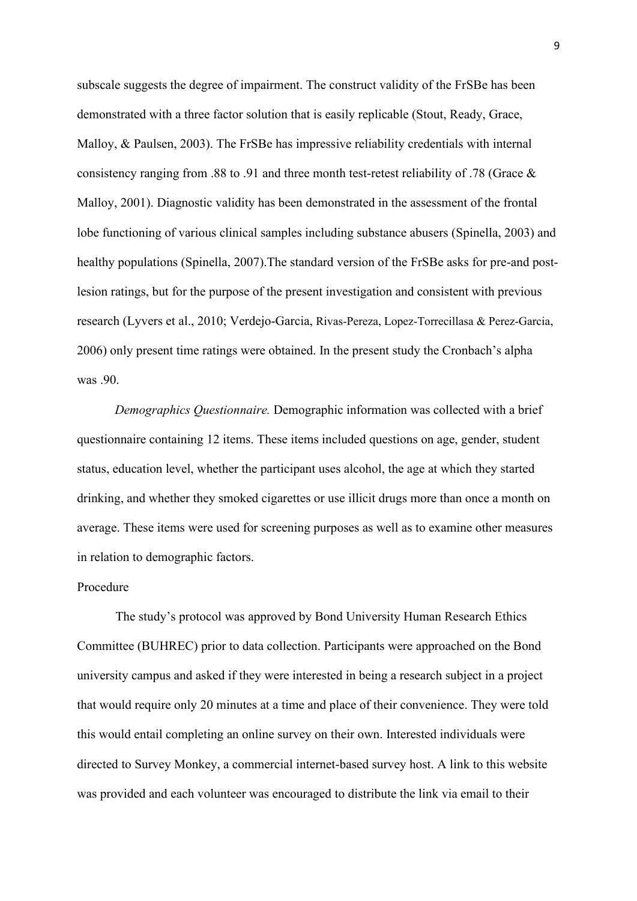subscale suggests the degree of impairment. The construct validity of the FrSBe has been demonstrated with a three factor solution that is easily replicable (Stout, Ready, Grace, Malloy, & Paulsen, 2003). The FrSBe has impressive reliability credentials with internal consistency ranging from .88 to .91 and three month test-retest reliability of .78 (Grace & Malloy, 2001). Diagnostic validity has been demonstrated in the assessment of the frontal lobe functioning of various clinical samples including substance abusers (Spinella, 2003) and healthy populations (Spinella, 2007).The standard version of the FrSBe asks for pre-and post-lesion ratings, but for the purpose of the present investigation and consistent with previous research (Lyvers et al., 2010; Verdejo-Garcia, Rivas-Pereza, Lopez-Torrecillasa & Perez-Garcia, 2006) only present time ratings were obtained. In the present study the Cronbach's alpha was .90.

*Demographics Questionnaire.* Demographic information was collected with a brief questionnaire containing 12 items. These items included questions on age, gender, student status, education level, whether the participant uses alcohol, the age at which they started drinking, and whether they smoked cigarettes or use illicit drugs more than once a month on average. These items were used for screening purposes as well as to examine other measures in relation to demographic factors.

Procedure

The study's protocol was approved by Bond University Human Research Ethics Committee (BUHREC) prior to data collection. Participants were approached on the Bond university campus and asked if they were interested in being a research subject in a project that would require only 20 minutes at a time and place of their convenience. They were told this would entail completing an online survey on their own. Interested individuals were directed to Survey Monkey, a commercial internet-based survey host. A link to this website was provided and each volunteer was encouraged to distribute the link via email to their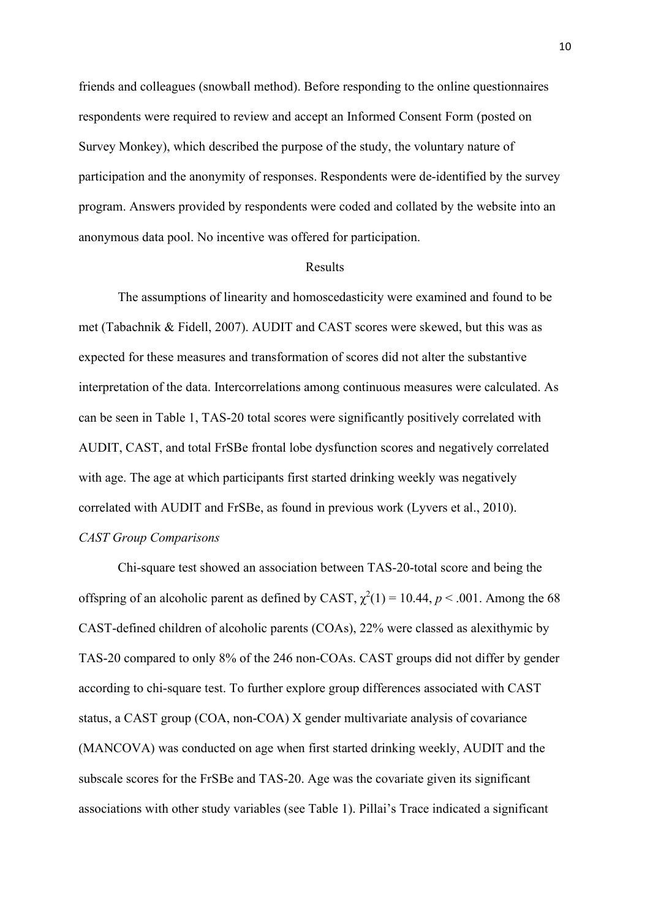friends and colleagues (snowball method). Before responding to the online questionnaires respondents were required to review and accept an Informed Consent Form (posted on Survey Monkey), which described the purpose of the study, the voluntary nature of participation and the anonymity of responses. Respondents were de-identified by the survey program. Answers provided by respondents were coded and collated by the website into an anonymous data pool. No incentive was offered for participation.

## Results

The assumptions of linearity and homoscedasticity were examined and found to be met (Tabachnik & Fidell, 2007). AUDIT and CAST scores were skewed, but this was as expected for these measures and transformation of scores did not alter the substantive interpretation of the data. Intercorrelations among continuous measures were calculated. As can be seen in Table 1, TAS-20 total scores were significantly positively correlated with AUDIT, CAST, and total FrSBe frontal lobe dysfunction scores and negatively correlated with age. The age at which participants first started drinking weekly was negatively correlated with AUDIT and FrSBe, as found in previous work (Lyvers et al., 2010).

### *CAST Group Comparisons*

Chi-square test showed an association between TAS-20-total score and being the offspring of an alcoholic parent as defined by CAST, $\chi^2(1) = 10.44$, $p < .001$. Among the 68 CAST-defined children of alcoholic parents (COAs), 22% were classed as alexithymic by TAS-20 compared to only 8% of the 246 non-COAs. CAST groups did not differ by gender according to chi-square test. To further explore group differences associated with CAST status, a CAST group (COA, non-COA) X gender multivariate analysis of covariance (MANCOVA) was conducted on age when first started drinking weekly, AUDIT and the subscale scores for the FrSBe and TAS-20. Age was the covariate given its significant associations with other study variables (see Table 1). Pillai's Trace indicated a significant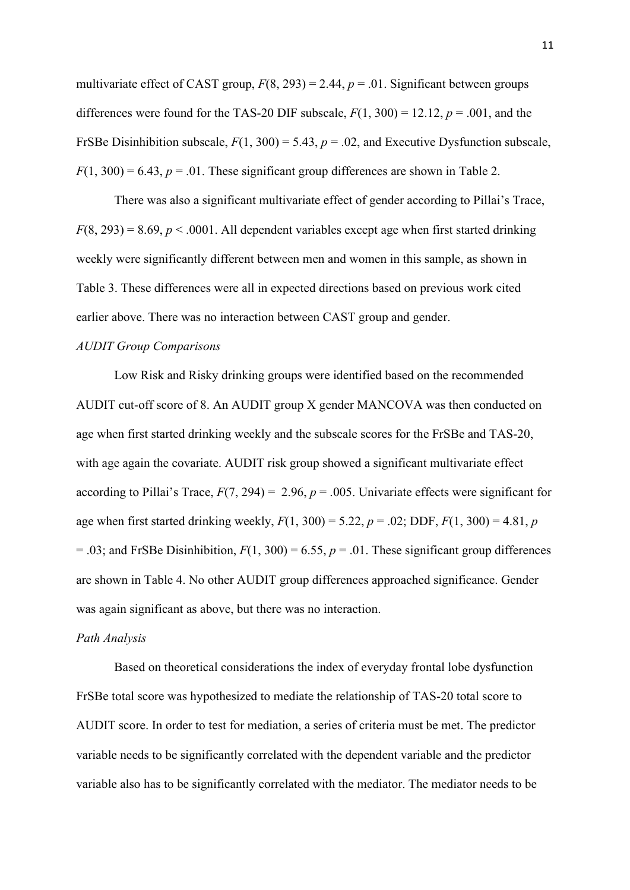multivariate effect of CAST group, $F(8, 293) = 2.44$, $p = .01$. Significant between groups differences were found for the TAS-20 DIF subscale, $F(1, 300) = 12.12$, $p = .001$, and the FrSBe Disinhibition subscale, $F(1, 300) = 5.43$, $p = .02$, and Executive Dysfunction subscale, $F(1, 300) = 6.43$, $p = .01$. These significant group differences are shown in Table 2.

There was also a significant multivariate effect of gender according to Pillai's Trace, $F(8, 293) = 8.69$, $p < .0001$. All dependent variables except age when first started drinking weekly were significantly different between men and women in this sample, as shown in Table 3. These differences were all in expected directions based on previous work cited earlier above. There was no interaction between CAST group and gender.

*AUDIT Group Comparisons*

Low Risk and Risky drinking groups were identified based on the recommended AUDIT cut-off score of 8. An AUDIT group X gender MANCOVA was then conducted on age when first started drinking weekly and the subscale scores for the FrSBe and TAS-20, with age again the covariate. AUDIT risk group showed a significant multivariate effect according to Pillai's Trace, $F(7, 294) = 2.96$, $p = .005$. Univariate effects were significant for age when first started drinking weekly, $F(1, 300) = 5.22$, $p = .02$; DDF, $F(1, 300) = 4.81$, $p = .03$; and FrSBe Disinhibition, $F(1, 300) = 6.55$, $p = .01$. These significant group differences are shown in Table 4. No other AUDIT group differences approached significance. Gender was again significant as above, but there was no interaction.

*Path Analysis*

Based on theoretical considerations the index of everyday frontal lobe dysfunction FrSBe total score was hypothesized to mediate the relationship of TAS-20 total score to AUDIT score. In order to test for mediation, a series of criteria must be met. The predictor variable needs to be significantly correlated with the dependent variable and the predictor variable also has to be significantly correlated with the mediator. The mediator needs to be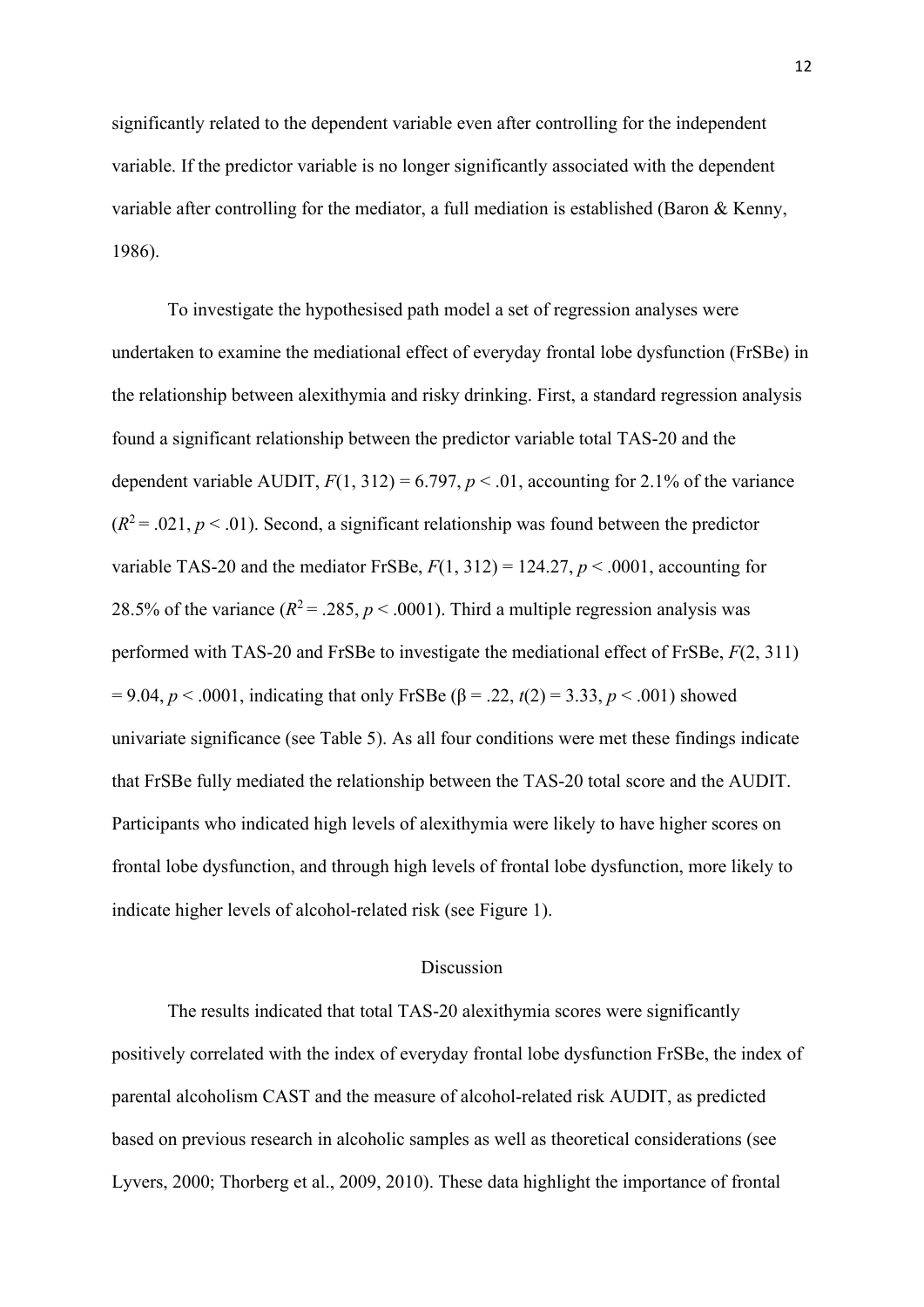significantly related to the dependent variable even after controlling for the independent variable. If the predictor variable is no longer significantly associated with the dependent variable after controlling for the mediator, a full mediation is established (Baron & Kenny, 1986).

To investigate the hypothesised path model a set of regression analyses were undertaken to examine the mediational effect of everyday frontal lobe dysfunction (FrSBe) in the relationship between alexithymia and risky drinking. First, a standard regression analysis found a significant relationship between the predictor variable total TAS-20 and the dependent variable AUDIT, $F(1, 312) = 6.797$, $p < .01$, accounting for 2.1% of the variance ($R^2 = .021$, $p < .01$). Second, a significant relationship was found between the predictor variable TAS-20 and the mediator FrSBe, $F(1, 312) = 124.27$, $p < .0001$, accounting for 28.5% of the variance ($R^2 = .285$, $p < .0001$). Third a multiple regression analysis was performed with TAS-20 and FrSBe to investigate the mediational effect of FrSBe, $F(2, 311) = 9.04$, $p < .0001$, indicating that only FrSBe ($\beta = .22$, $t(2) = 3.33$, $p < .001$) showed univariate significance (see Table 5). As all four conditions were met these findings indicate that FrSBe fully mediated the relationship between the TAS-20 total score and the AUDIT. Participants who indicated high levels of alexithymia were likely to have higher scores on frontal lobe dysfunction, and through high levels of frontal lobe dysfunction, more likely to indicate higher levels of alcohol-related risk (see Figure 1).

## Discussion

The results indicated that total TAS-20 alexithymia scores were significantly positively correlated with the index of everyday frontal lobe dysfunction FrSBe, the index of parental alcoholism CAST and the measure of alcohol-related risk AUDIT, as predicted based on previous research in alcoholic samples as well as theoretical considerations (see Lyvers, 2000; Thorberg et al., 2009, 2010). These data highlight the importance of frontal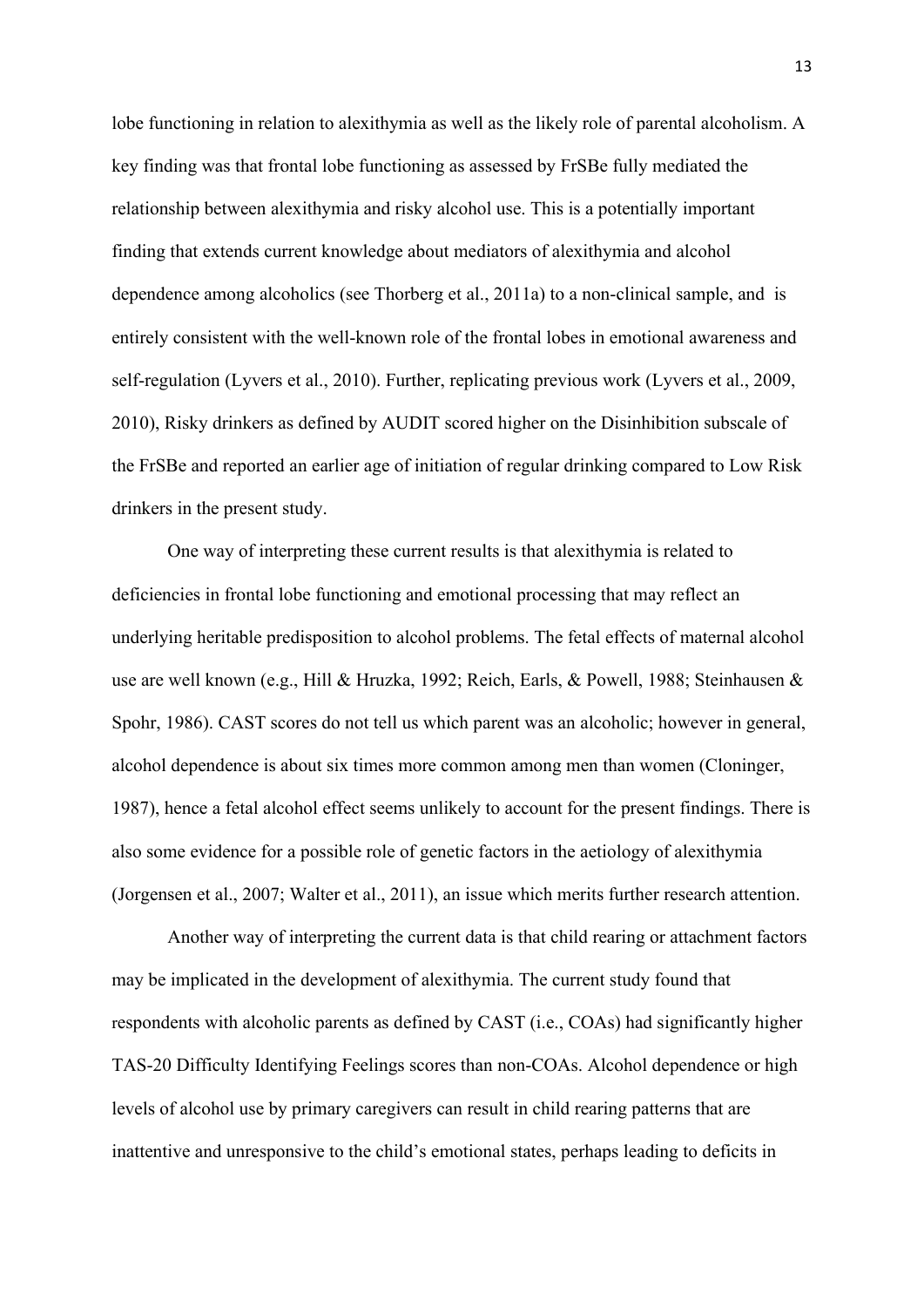lobe functioning in relation to alexithymia as well as the likely role of parental alcoholism. A key finding was that frontal lobe functioning as assessed by FrSBe fully mediated the relationship between alexithymia and risky alcohol use. This is a potentially important finding that extends current knowledge about mediators of alexithymia and alcohol dependence among alcoholics (see Thorberg et al., 2011a) to a non-clinical sample, and is entirely consistent with the well-known role of the frontal lobes in emotional awareness and self-regulation (Lyvers et al., 2010). Further, replicating previous work (Lyvers et al., 2009, 2010), Risky drinkers as defined by AUDIT scored higher on the Disinhibition subscale of the FrSBe and reported an earlier age of initiation of regular drinking compared to Low Risk drinkers in the present study.

One way of interpreting these current results is that alexithymia is related to deficiencies in frontal lobe functioning and emotional processing that may reflect an underlying heritable predisposition to alcohol problems. The fetal effects of maternal alcohol use are well known (e.g., Hill & Hruzka, 1992; Reich, Earls, & Powell, 1988; Steinhausen & Spohr, 1986). CAST scores do not tell us which parent was an alcoholic; however in general, alcohol dependence is about six times more common among men than women (Cloninger, 1987), hence a fetal alcohol effect seems unlikely to account for the present findings. There is also some evidence for a possible role of genetic factors in the aetiology of alexithymia (Jorgensen et al., 2007; Walter et al., 2011), an issue which merits further research attention.

Another way of interpreting the current data is that child rearing or attachment factors may be implicated in the development of alexithymia. The current study found that respondents with alcoholic parents as defined by CAST (i.e., COAs) had significantly higher TAS-20 Difficulty Identifying Feelings scores than non-COAs. Alcohol dependence or high levels of alcohol use by primary caregivers can result in child rearing patterns that are inattentive and unresponsive to the child's emotional states, perhaps leading to deficits in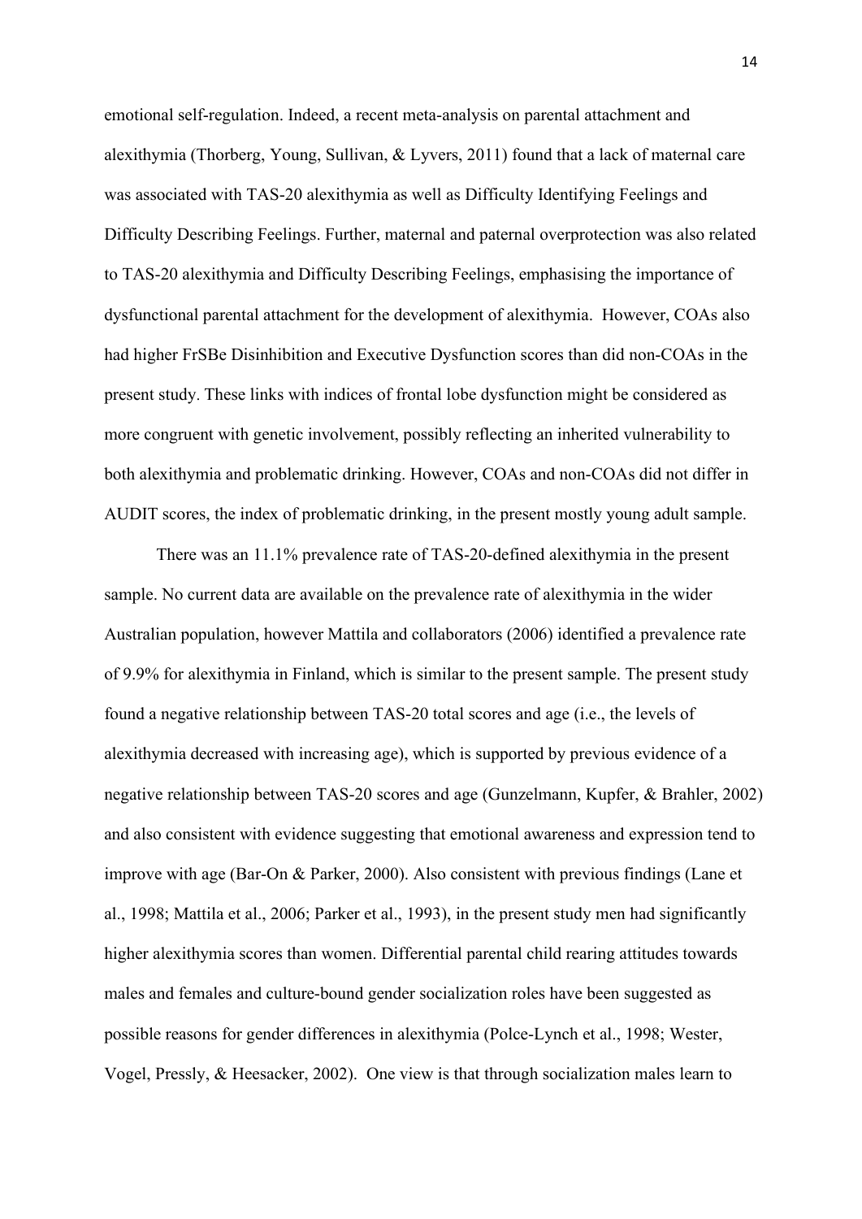emotional self-regulation. Indeed, a recent meta-analysis on parental attachment and alexithymia (Thorberg, Young, Sullivan, & Lyvers, 2011) found that a lack of maternal care was associated with TAS-20 alexithymia as well as Difficulty Identifying Feelings and Difficulty Describing Feelings. Further, maternal and paternal overprotection was also related to TAS-20 alexithymia and Difficulty Describing Feelings, emphasising the importance of dysfunctional parental attachment for the development of alexithymia. However, COAs also had higher FrSBe Disinhibition and Executive Dysfunction scores than did non-COAs in the present study. These links with indices of frontal lobe dysfunction might be considered as more congruent with genetic involvement, possibly reflecting an inherited vulnerability to both alexithymia and problematic drinking. However, COAs and non-COAs did not differ in AUDIT scores, the index of problematic drinking, in the present mostly young adult sample.

There was an 11.1% prevalence rate of TAS-20-defined alexithymia in the present sample. No current data are available on the prevalence rate of alexithymia in the wider Australian population, however Mattila and collaborators (2006) identified a prevalence rate of 9.9% for alexithymia in Finland, which is similar to the present sample. The present study found a negative relationship between TAS-20 total scores and age (i.e., the levels of alexithymia decreased with increasing age), which is supported by previous evidence of a negative relationship between TAS-20 scores and age (Gunzelmann, Kupfer, & Brahler, 2002) and also consistent with evidence suggesting that emotional awareness and expression tend to improve with age (Bar-On & Parker, 2000). Also consistent with previous findings (Lane et al., 1998; Mattila et al., 2006; Parker et al., 1993), in the present study men had significantly higher alexithymia scores than women. Differential parental child rearing attitudes towards males and females and culture-bound gender socialization roles have been suggested as possible reasons for gender differences in alexithymia (Polce-Lynch et al., 1998; Wester, Vogel, Pressly, & Heesacker, 2002). One view is that through socialization males learn to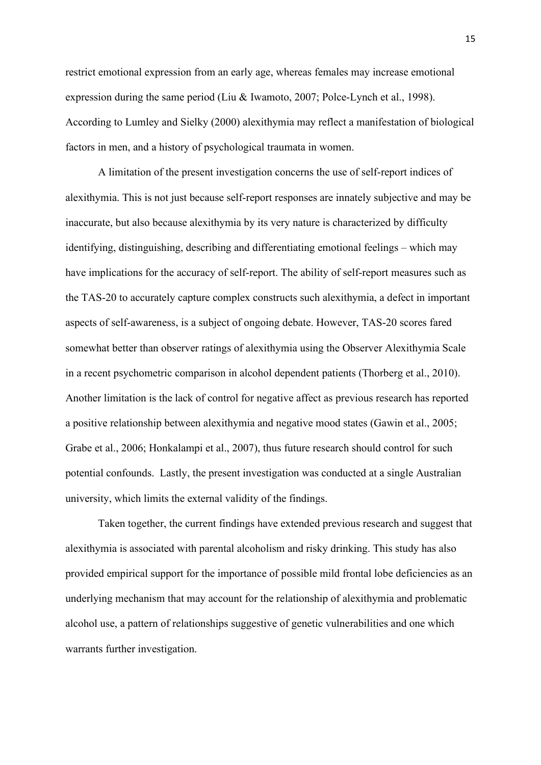restrict emotional expression from an early age, whereas females may increase emotional expression during the same period (Liu & Iwamoto, 2007; Polce-Lynch et al., 1998). According to Lumley and Sielky (2000) alexithymia may reflect a manifestation of biological factors in men, and a history of psychological traumata in women.

A limitation of the present investigation concerns the use of self-report indices of alexithymia. This is not just because self-report responses are innately subjective and may be inaccurate, but also because alexithymia by its very nature is characterized by difficulty identifying, distinguishing, describing and differentiating emotional feelings – which may have implications for the accuracy of self-report. The ability of self-report measures such as the TAS-20 to accurately capture complex constructs such alexithymia, a defect in important aspects of self-awareness, is a subject of ongoing debate. However, TAS-20 scores fared somewhat better than observer ratings of alexithymia using the Observer Alexithymia Scale in a recent psychometric comparison in alcohol dependent patients (Thorberg et al., 2010). Another limitation is the lack of control for negative affect as previous research has reported a positive relationship between alexithymia and negative mood states (Gawin et al., 2005; Grabe et al., 2006; Honkalampi et al., 2007), thus future research should control for such potential confounds. Lastly, the present investigation was conducted at a single Australian university, which limits the external validity of the findings.

Taken together, the current findings have extended previous research and suggest that alexithymia is associated with parental alcoholism and risky drinking. This study has also provided empirical support for the importance of possible mild frontal lobe deficiencies as an underlying mechanism that may account for the relationship of alexithymia and problematic alcohol use, a pattern of relationships suggestive of genetic vulnerabilities and one which warrants further investigation.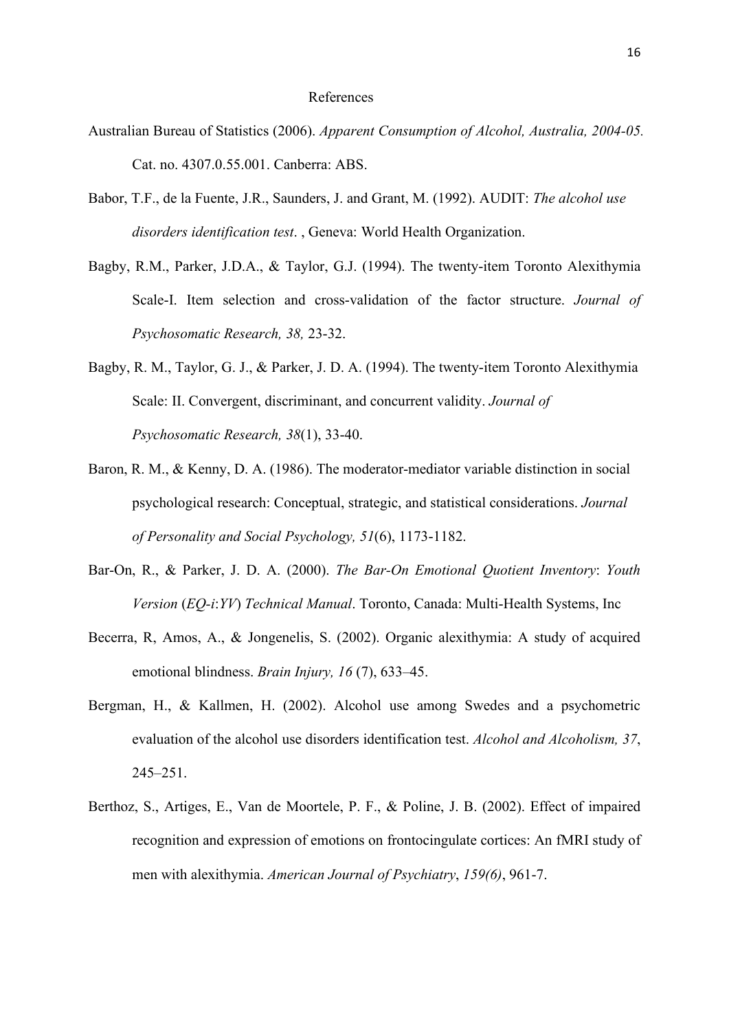References

Australian Bureau of Statistics (2006). *Apparent Consumption of Alcohol, Australia, 2004-05.* Cat. no. 4307.0.55.001. Canberra: ABS.

Babor, T.F., de la Fuente, J.R., Saunders, J. and Grant, M. (1992). AUDIT: *The alcohol use disorders identification test*. , Geneva: World Health Organization.

Bagby, R.M., Parker, J.D.A., & Taylor, G.J. (1994). The twenty-item Toronto Alexithymia Scale-I. Item selection and cross-validation of the factor structure. *Journal of Psychosomatic Research, 38,* 23-32.

Bagby, R. M., Taylor, G. J., & Parker, J. D. A. (1994). The twenty-item Toronto Alexithymia Scale: II. Convergent, discriminant, and concurrent validity. *Journal of Psychosomatic Research, 38*(1), 33-40.

Baron, R. M., & Kenny, D. A. (1986). The moderator-mediator variable distinction in social psychological research: Conceptual, strategic, and statistical considerations. *Journal of Personality and Social Psychology, 51*(6), 1173-1182.

Bar-On, R., & Parker, J. D. A. (2000). *The Bar-On Emotional Quotient Inventory*: *Youth Version* (*EQ-i*:*YV*) *Technical Manual*. Toronto, Canada: Multi-Health Systems, Inc

Becerra, R, Amos, A., & Jongenelis, S. (2002). Organic alexithymia: A study of acquired emotional blindness. *Brain Injury, 16* (7), 633–45.

Bergman, H., & Kallmen, H. (2002). Alcohol use among Swedes and a psychometric evaluation of the alcohol use disorders identification test. *Alcohol and Alcoholism, 37*, 245–251.

Berthoz, S., Artiges, E., Van de Moortele, P. F., & Poline, J. B. (2002). Effect of impaired recognition and expression of emotions on frontocingulate cortices: An fMRI study of men with alexithymia. *American Journal of Psychiatry*, *159(6)*, 961-7.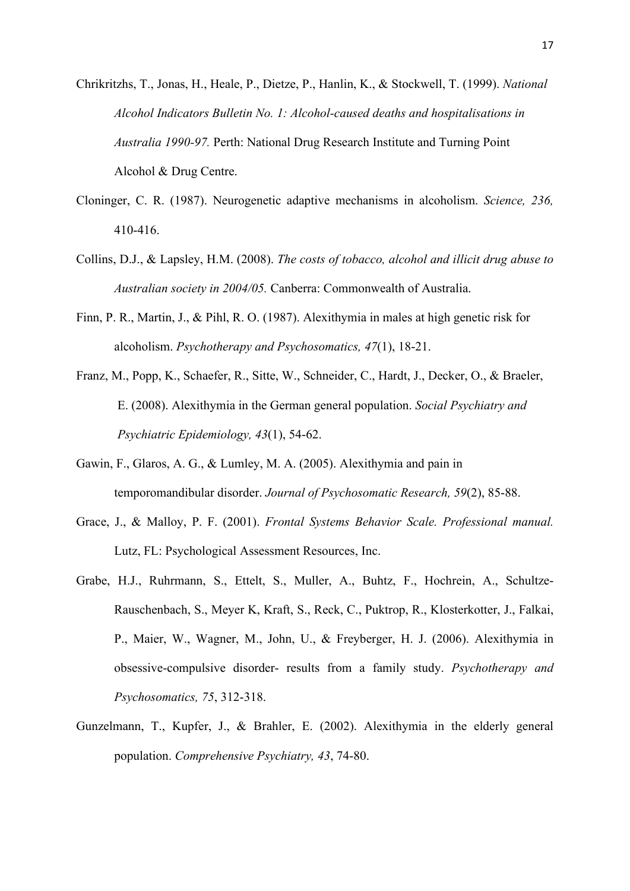Chrikritzhs, T., Jonas, H., Heale, P., Dietze, P., Hanlin, K., & Stockwell, T. (1999). *National Alcohol Indicators Bulletin No. 1: Alcohol-caused deaths and hospitalisations in Australia 1990-97.* Perth: National Drug Research Institute and Turning Point Alcohol & Drug Centre.

Cloninger, C. R. (1987). Neurogenetic adaptive mechanisms in alcoholism. *Science, 236,* 410-416.

Collins, D.J., & Lapsley, H.M. (2008). *The costs of tobacco, alcohol and illicit drug abuse to Australian society in 2004/05.* Canberra: Commonwealth of Australia.

Finn, P. R., Martin, J., & Pihl, R. O. (1987). Alexithymia in males at high genetic risk for alcoholism. *Psychotherapy and Psychosomatics, 47*(1), 18-21.

Franz, M., Popp, K., Schaefer, R., Sitte, W., Schneider, C., Hardt, J., Decker, O., & Braeler, E. (2008). Alexithymia in the German general population. *Social Psychiatry and Psychiatric Epidemiology, 43*(1), 54-62.

Gawin, F., Glaros, A. G., & Lumley, M. A. (2005). Alexithymia and pain in temporomandibular disorder. *Journal of Psychosomatic Research, 59*(2), 85-88.

Grace, J., & Malloy, P. F. (2001). *Frontal Systems Behavior Scale. Professional manual.* Lutz, FL: Psychological Assessment Resources, Inc.

Grabe, H.J., Ruhrmann, S., Ettelt, S., Muller, A., Buhtz, F., Hochrein, A., Schultze-Rauschenbach, S., Meyer K, Kraft, S., Reck, C., Puktrop, R., Klosterkotter, J., Falkai, P., Maier, W., Wagner, M., John, U., & Freyberger, H. J. (2006). Alexithymia in obsessive-compulsive disorder- results from a family study. *Psychotherapy and Psychosomatics, 75*, 312-318.

Gunzelmann, T., Kupfer, J., & Brahler, E. (2002). Alexithymia in the elderly general population. *Comprehensive Psychiatry, 43*, 74-80.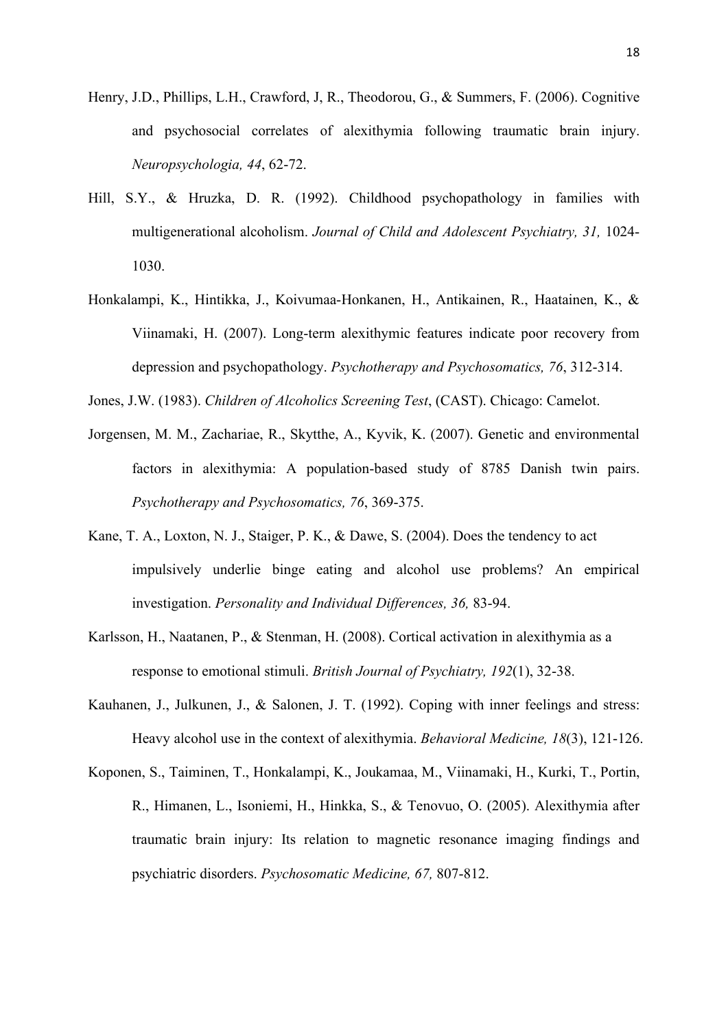Henry, J.D., Phillips, L.H., Crawford, J, R., Theodorou, G., & Summers, F. (2006). Cognitive and psychosocial correlates of alexithymia following traumatic brain injury. *Neuropsychologia, 44*, 62-72.

Hill, S.Y., & Hruzka, D. R. (1992). Childhood psychopathology in families with multigenerational alcoholism. *Journal of Child and Adolescent Psychiatry, 31,* 1024-1030.

Honkalampi, K., Hintikka, J., Koivumaa-Honkanen, H., Antikainen, R., Haatainen, K., & Viinamaki, H. (2007). Long-term alexithymic features indicate poor recovery from depression and psychopathology. *Psychotherapy and Psychosomatics, 76*, 312-314.

Jones, J.W. (1983). *Children of Alcoholics Screening Test*, (CAST). Chicago: Camelot.

Jorgensen, M. M., Zachariae, R., Skytthe, A., Kyvik, K. (2007). Genetic and environmental factors in alexithymia: A population-based study of 8785 Danish twin pairs. *Psychotherapy and Psychosomatics, 76*, 369-375.

Kane, T. A., Loxton, N. J., Staiger, P. K., & Dawe, S. (2004). Does the tendency to act impulsively underlie binge eating and alcohol use problems? An empirical investigation. *Personality and Individual Differences, 36,* 83-94.

Karlsson, H., Naatanen, P., & Stenman, H. (2008). Cortical activation in alexithymia as a response to emotional stimuli. *British Journal of Psychiatry, 192*(1), 32-38.

Kauhanen, J., Julkunen, J., & Salonen, J. T. (1992). Coping with inner feelings and stress: Heavy alcohol use in the context of alexithymia. *Behavioral Medicine, 18*(3), 121-126.

Koponen, S., Taiminen, T., Honkalampi, K., Joukamaa, M., Viinamaki, H., Kurki, T., Portin, R., Himanen, L., Isoniemi, H., Hinkka, S., & Tenovuo, O. (2005). Alexithymia after traumatic brain injury: Its relation to magnetic resonance imaging findings and psychiatric disorders. *Psychosomatic Medicine, 67,* 807-812.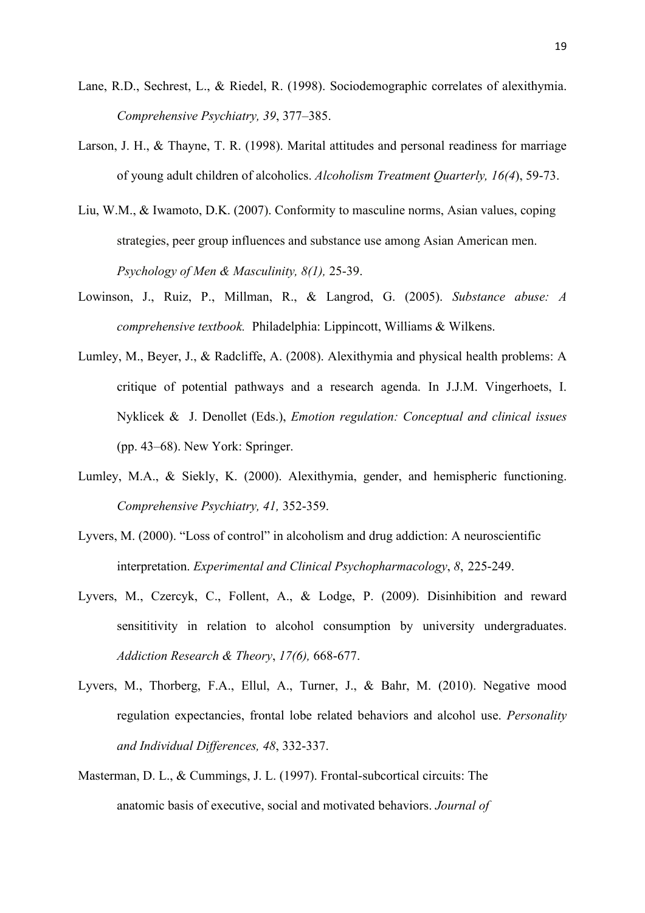Lane, R.D., Sechrest, L., & Riedel, R. (1998). Sociodemographic correlates of alexithymia. *Comprehensive Psychiatry, 39*, 377–385.

Larson, J. H., & Thayne, T. R. (1998). Marital attitudes and personal readiness for marriage of young adult children of alcoholics. *Alcoholism Treatment Quarterly, 16(4*), 59-73.

Liu, W.M., & Iwamoto, D.K. (2007). Conformity to masculine norms, Asian values, coping strategies, peer group influences and substance use among Asian American men. *Psychology of Men & Masculinity, 8(1),* 25-39.

Lowinson, J., Ruiz, P., Millman, R., & Langrod, G. (2005). *Substance abuse: A comprehensive textbook.* Philadelphia: Lippincott, Williams & Wilkens.

Lumley, M., Beyer, J., & Radcliffe, A. (2008). Alexithymia and physical health problems: A critique of potential pathways and a research agenda. In J.J.M. Vingerhoets, I. Nyklicek & J. Denollet (Eds.), *Emotion regulation: Conceptual and clinical issues* (pp. 43–68). New York: Springer.

Lumley, M.A., & Siekly, K. (2000). Alexithymia, gender, and hemispheric functioning. *Comprehensive Psychiatry, 41,* 352-359.

Lyvers, M. (2000). "Loss of control" in alcoholism and drug addiction: A neuroscientific interpretation. *Experimental and Clinical Psychopharmacology*, *8*, 225-249.

Lyvers, M., Czercyk, C., Follent, A., & Lodge, P. (2009). Disinhibition and reward sensititivity in relation to alcohol consumption by university undergraduates. *Addiction Research & Theory*, *17(6),* 668-677.

Lyvers, M., Thorberg, F.A., Ellul, A., Turner, J., & Bahr, M. (2010). Negative mood regulation expectancies, frontal lobe related behaviors and alcohol use. *Personality and Individual Differences, 48*, 332-337.

Masterman, D. L., & Cummings, J. L. (1997). Frontal-subcortical circuits: The anatomic basis of executive, social and motivated behaviors. *Journal of*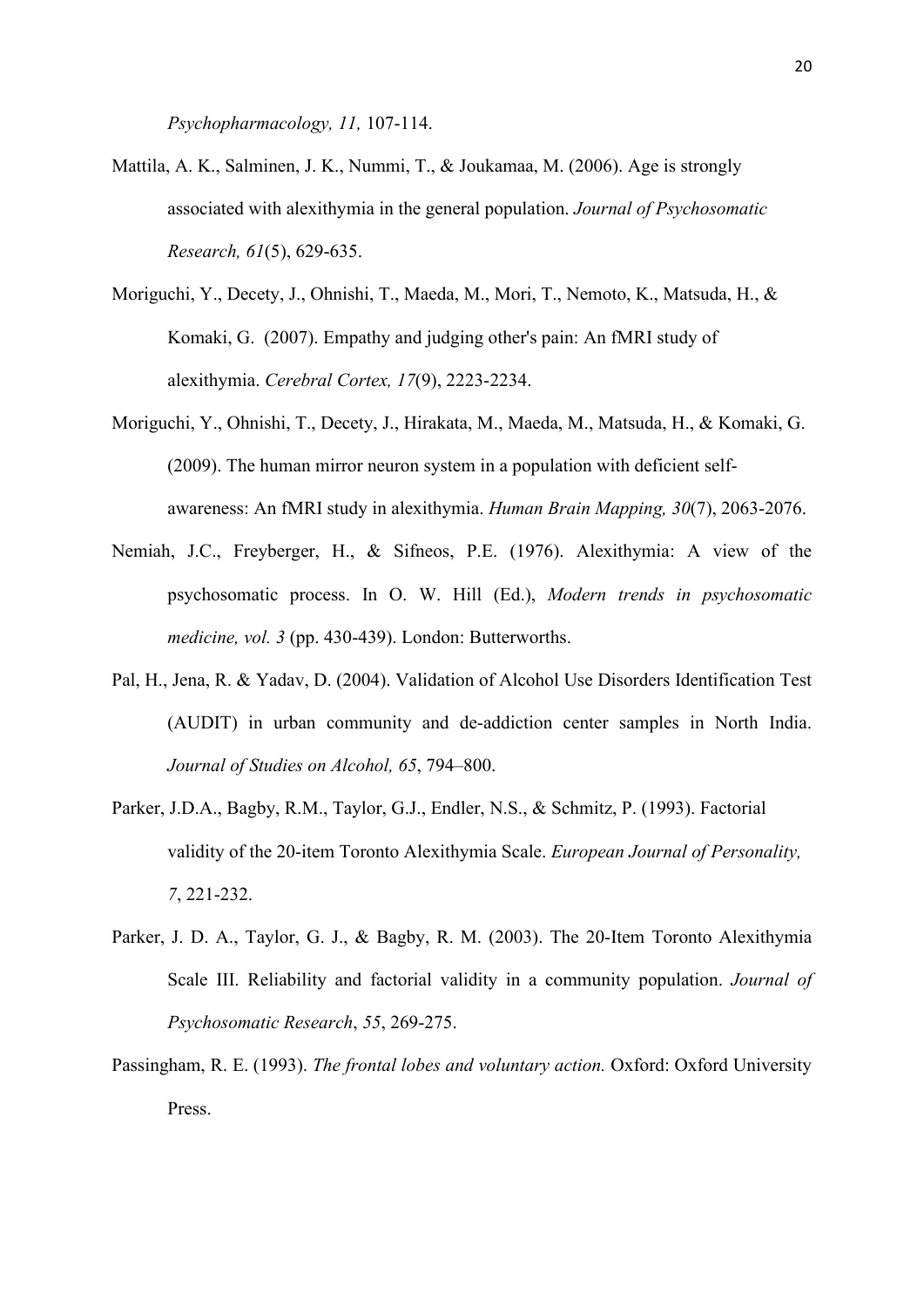*Psychopharmacology, 11,* 107-114.

Mattila, A. K., Salminen, J. K., Nummi, T., & Joukamaa, M. (2006). Age is strongly associated with alexithymia in the general population. *Journal of Psychosomatic Research, 61*(5), 629-635.

Moriguchi, Y., Decety, J., Ohnishi, T., Maeda, M., Mori, T., Nemoto, K., Matsuda, H., & Komaki, G. (2007). Empathy and judging other's pain: An fMRI study of alexithymia. *Cerebral Cortex, 17*(9), 2223-2234.

Moriguchi, Y., Ohnishi, T., Decety, J., Hirakata, M., Maeda, M., Matsuda, H., & Komaki, G. (2009). The human mirror neuron system in a population with deficient self-awareness: An fMRI study in alexithymia. *Human Brain Mapping, 30*(7), 2063-2076.

Nemiah, J.C., Freyberger, H., & Sifneos, P.E. (1976). Alexithymia: A view of the psychosomatic process. In O. W. Hill (Ed.), *Modern trends in psychosomatic medicine, vol. 3* (pp. 430-439). London: Butterworths.

Pal, H., Jena, R. & Yadav, D. (2004). Validation of Alcohol Use Disorders Identification Test (AUDIT) in urban community and de-addiction center samples in North India. *Journal of Studies on Alcohol, 65*, 794–800.

Parker, J.D.A., Bagby, R.M., Taylor, G.J., Endler, N.S., & Schmitz, P. (1993). Factorial validity of the 20-item Toronto Alexithymia Scale. *European Journal of Personality, 7*, 221-232.

Parker, J. D. A., Taylor, G. J., & Bagby, R. M. (2003). The 20-Item Toronto Alexithymia Scale III. Reliability and factorial validity in a community population. *Journal of Psychosomatic Research*, *55*, 269-275.

Passingham, R. E. (1993). *The frontal lobes and voluntary action.* Oxford: Oxford University Press.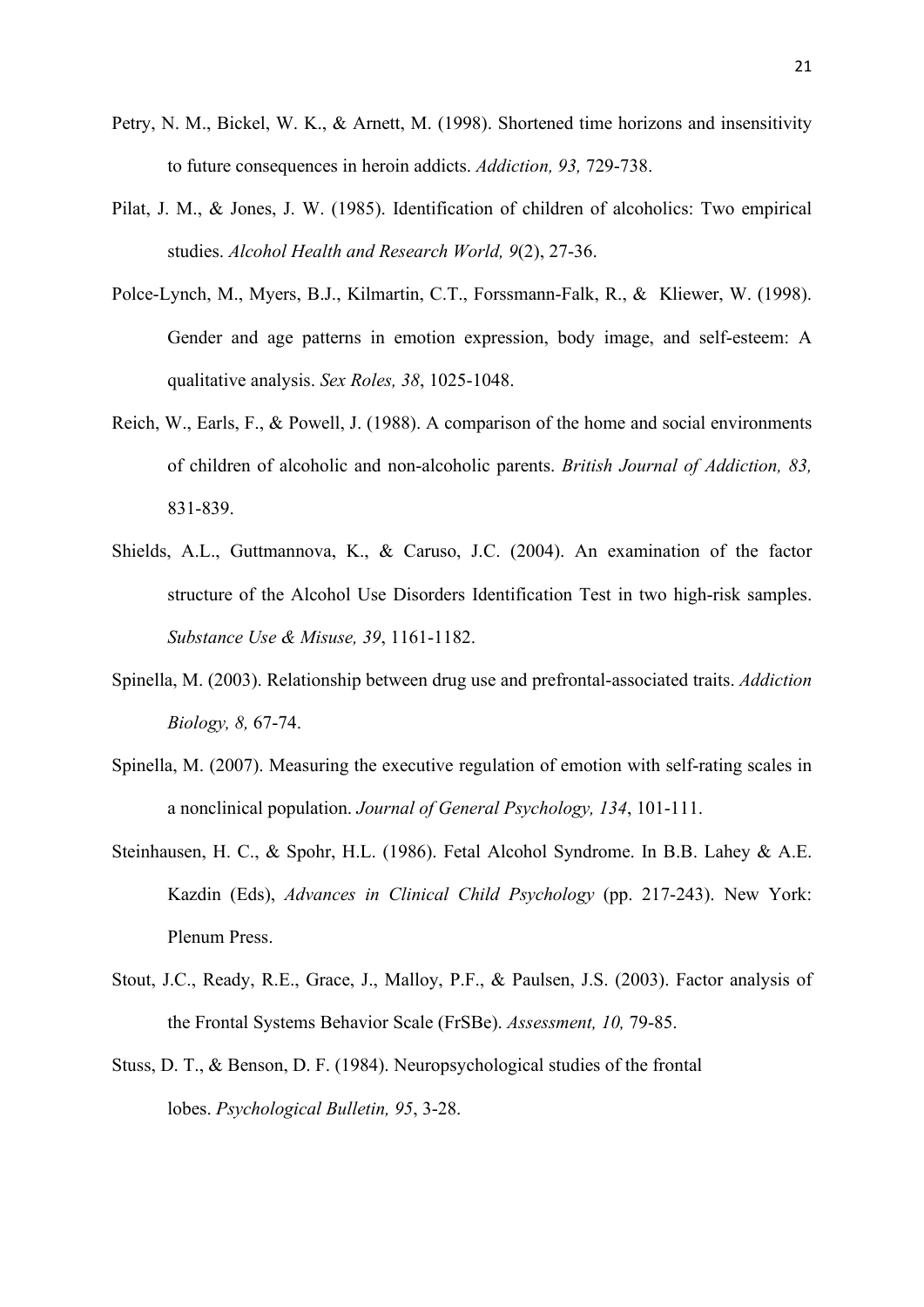Petry, N. M., Bickel, W. K., & Arnett, M. (1998). Shortened time horizons and insensitivity to future consequences in heroin addicts. *Addiction, 93,* 729-738.

Pilat, J. M., & Jones, J. W. (1985). Identification of children of alcoholics: Two empirical studies. *Alcohol Health and Research World, 9*(2), 27-36.

Polce-Lynch, M., Myers, B.J., Kilmartin, C.T., Forssmann-Falk, R., & Kliewer, W. (1998). Gender and age patterns in emotion expression, body image, and self-esteem: A qualitative analysis. *Sex Roles, 38*, 1025-1048.

Reich, W., Earls, F., & Powell, J. (1988). A comparison of the home and social environments of children of alcoholic and non-alcoholic parents. *British Journal of Addiction, 83,* 831-839.

Shields, A.L., Guttmannova, K., & Caruso, J.C. (2004). An examination of the factor structure of the Alcohol Use Disorders Identification Test in two high-risk samples. *Substance Use & Misuse, 39*, 1161-1182.

Spinella, M. (2003). Relationship between drug use and prefrontal-associated traits. *Addiction Biology, 8,* 67-74.

Spinella, M. (2007). Measuring the executive regulation of emotion with self-rating scales in a nonclinical population. *Journal of General Psychology, 134*, 101-111.

Steinhausen, H. C., & Spohr, H.L. (1986). Fetal Alcohol Syndrome. In B.B. Lahey & A.E. Kazdin (Eds), *Advances in Clinical Child Psychology* (pp. 217-243). New York: Plenum Press.

Stout, J.C., Ready, R.E., Grace, J., Malloy, P.F., & Paulsen, J.S. (2003). Factor analysis of the Frontal Systems Behavior Scale (FrSBe). *Assessment, 10,* 79-85.

Stuss, D. T., & Benson, D. F. (1984). Neuropsychological studies of the frontal lobes. *Psychological Bulletin, 95*, 3-28.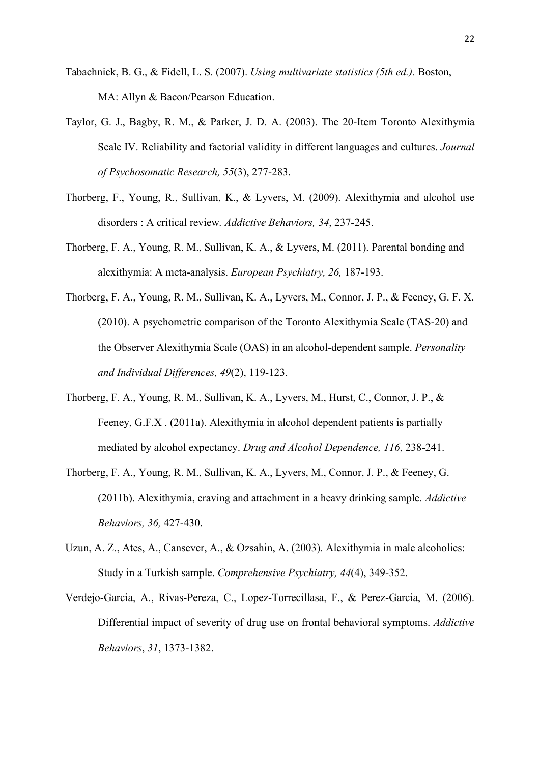Tabachnick, B. G., & Fidell, L. S. (2007). *Using multivariate statistics (5th ed.).* Boston, MA: Allyn & Bacon/Pearson Education.

Taylor, G. J., Bagby, R. M., & Parker, J. D. A. (2003). The 20-Item Toronto Alexithymia Scale IV. Reliability and factorial validity in different languages and cultures. *Journal of Psychosomatic Research, 55*(3), 277-283.

Thorberg, F., Young, R., Sullivan, K., & Lyvers, M. (2009). Alexithymia and alcohol use disorders : A critical review. *Addictive Behaviors, 34*, 237-245.

Thorberg, F. A., Young, R. M., Sullivan, K. A., & Lyvers, M. (2011). Parental bonding and alexithymia: A meta-analysis. *European Psychiatry, 26,* 187-193.

Thorberg, F. A., Young, R. M., Sullivan, K. A., Lyvers, M., Connor, J. P., & Feeney, G. F. X. (2010). A psychometric comparison of the Toronto Alexithymia Scale (TAS-20) and the Observer Alexithymia Scale (OAS) in an alcohol-dependent sample. *Personality and Individual Differences, 49*(2), 119-123.

Thorberg, F. A., Young, R. M., Sullivan, K. A., Lyvers, M., Hurst, C., Connor, J. P., & Feeney, G.F.X . (2011a). Alexithymia in alcohol dependent patients is partially mediated by alcohol expectancy. *Drug and Alcohol Dependence, 116*, 238-241.

Thorberg, F. A., Young, R. M., Sullivan, K. A., Lyvers, M., Connor, J. P., & Feeney, G. (2011b). Alexithymia, craving and attachment in a heavy drinking sample. *Addictive Behaviors, 36,* 427-430.

Uzun, A. Z., Ates, A., Cansever, A., & Ozsahin, A. (2003). Alexithymia in male alcoholics: Study in a Turkish sample. *Comprehensive Psychiatry, 44*(4), 349-352.

Verdejo-Garcia, A., Rivas-Pereza, C., Lopez-Torrecillasa, F., & Perez-Garcia, M. (2006). Differential impact of severity of drug use on frontal behavioral symptoms. *Addictive Behaviors*, *31*, 1373-1382.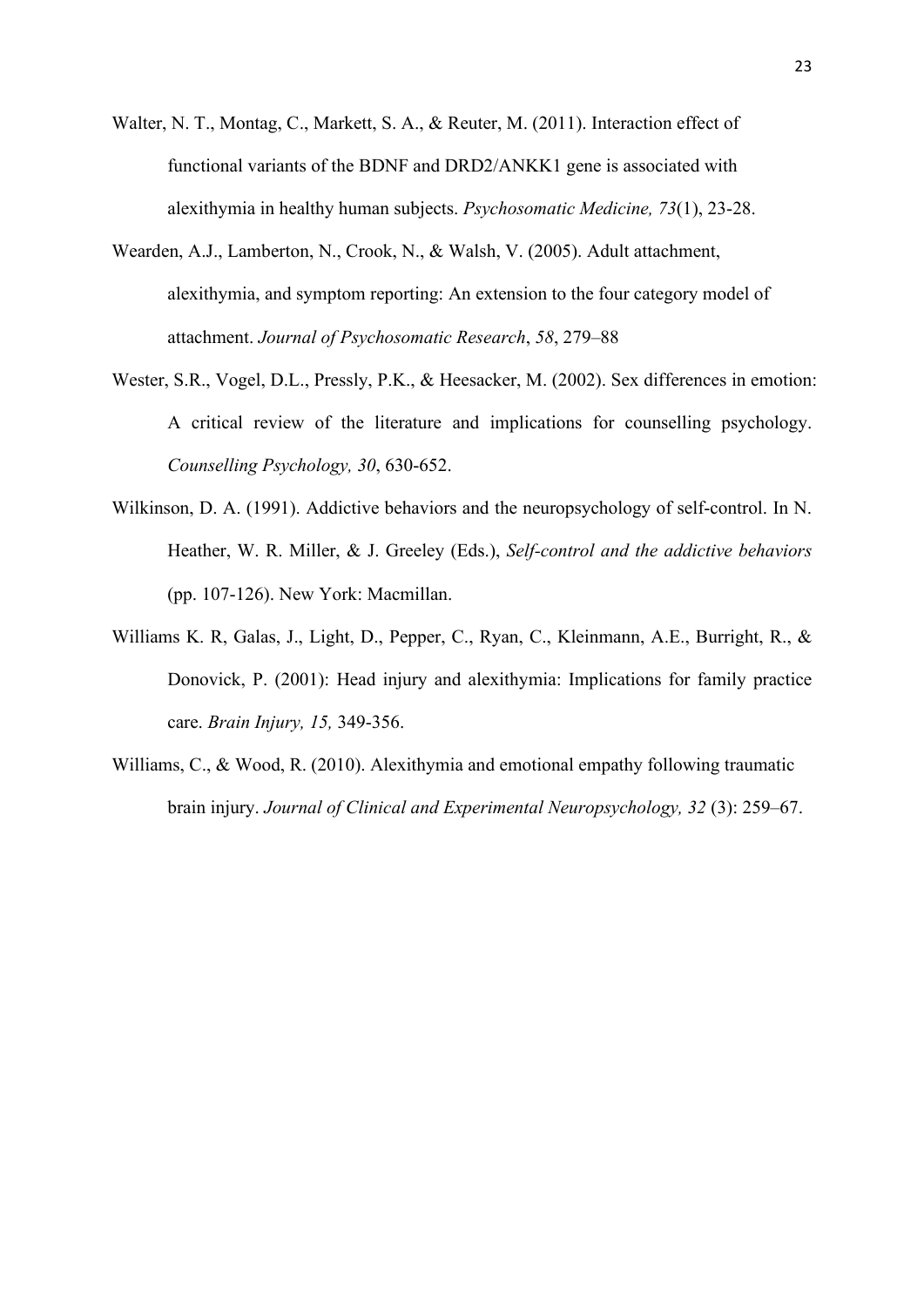Walter, N. T., Montag, C., Markett, S. A., & Reuter, M. (2011). Interaction effect of functional variants of the BDNF and DRD2/ANKK1 gene is associated with alexithymia in healthy human subjects. *Psychosomatic Medicine, 73*(1), 23-28.

Wearden, A.J., Lamberton, N., Crook, N., & Walsh, V. (2005). Adult attachment, alexithymia, and symptom reporting: An extension to the four category model of attachment. *Journal of Psychosomatic Research*, *58*, 279–88

Wester, S.R., Vogel, D.L., Pressly, P.K., & Heesacker, M. (2002). Sex differences in emotion: A critical review of the literature and implications for counselling psychology. *Counselling Psychology, 30*, 630-652.

Wilkinson, D. A. (1991). Addictive behaviors and the neuropsychology of self-control. In N. Heather, W. R. Miller, & J. Greeley (Eds.), *Self-control and the addictive behaviors* (pp. 107-126). New York: Macmillan.

Williams K. R, Galas, J., Light, D., Pepper, C., Ryan, C., Kleinmann, A.E., Burright, R., & Donovick, P. (2001): Head injury and alexithymia: Implications for family practice care. *Brain Injury, 15,* 349-356.

Williams, C., & Wood, R. (2010). Alexithymia and emotional empathy following traumatic brain injury. *Journal of Clinical and Experimental Neuropsychology, 32* (3): 259–67.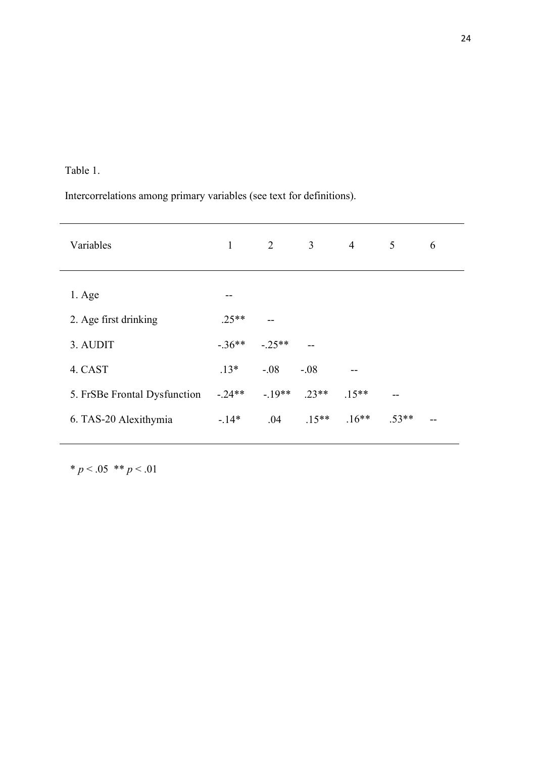Table 1.

Intercorrelations among primary variables (see text for definitions).

| Variables | 1 | 2 | 3 | 4 | 5 | 6 |
|---|---|---|---|---|---|---|
| 1. Age | -- | | | | | |
| 2. Age first drinking | .25** | -- | | | | |
| 3. AUDIT | -.36** | -.25** | -- | | | |
| 4. CAST | .13* | -.08 | -.08 | -- | | |
| 5. FrSBe Frontal Dysfunction | -.24** | -.19** | .23** | .15** | -- | |
| 6. TAS-20 Alexithymia | -.14* | .04 | .15** | .16** | .53** | -- |

* $p < .05$ ** $p < .01$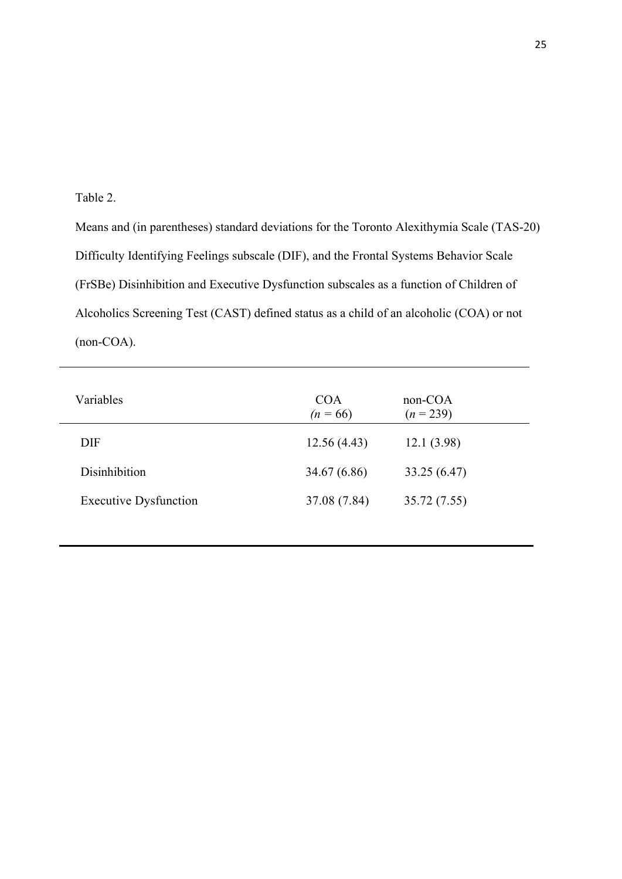Table 2.

Means and (in parentheses) standard deviations for the Toronto Alexithymia Scale (TAS-20) Difficulty Identifying Feelings subscale (DIF), and the Frontal Systems Behavior Scale (FrSBe) Disinhibition and Executive Dysfunction subscales as a function of Children of Alcoholics Screening Test (CAST) defined status as a child of an alcoholic (COA) or not (non-COA).

| Variables | COA (*n* = 66) | non-COA (*n* = 239) |
|---|---|---|
| DIF | 12.56 (4.43) | 12.1 (3.98) |
| Disinhibition | 34.67 (6.86) | 33.25 (6.47) |
| Executive Dysfunction | 37.08 (7.84) | 35.72 (7.55) |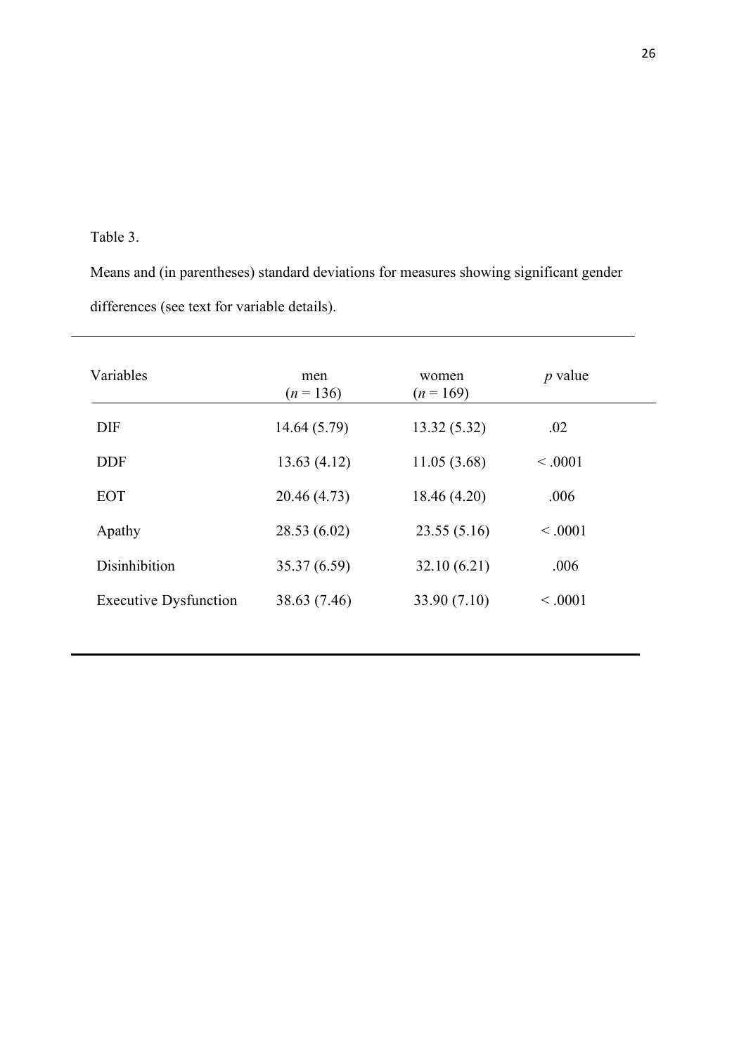Table 3.

Means and (in parentheses) standard deviations for measures showing significant gender differences (see text for variable details).

| Variables | men ($n$ = 136) | women ($n$ = 169) | $p$ value |
|---|---|---|---|
| DIF | 14.64 (5.79) | 13.32 (5.32) | .02 |
| DDF | 13.63 (4.12) | 11.05 (3.68) | < .0001 |
| EOT | 20.46 (4.73) | 18.46 (4.20) | .006 |
| Apathy | 28.53 (6.02) | 23.55 (5.16) | < .0001 |
| Disinhibition | 35.37 (6.59) | 32.10 (6.21) | .006 |
| Executive Dysfunction | 38.63 (7.46) | 33.90 (7.10) | < .0001 |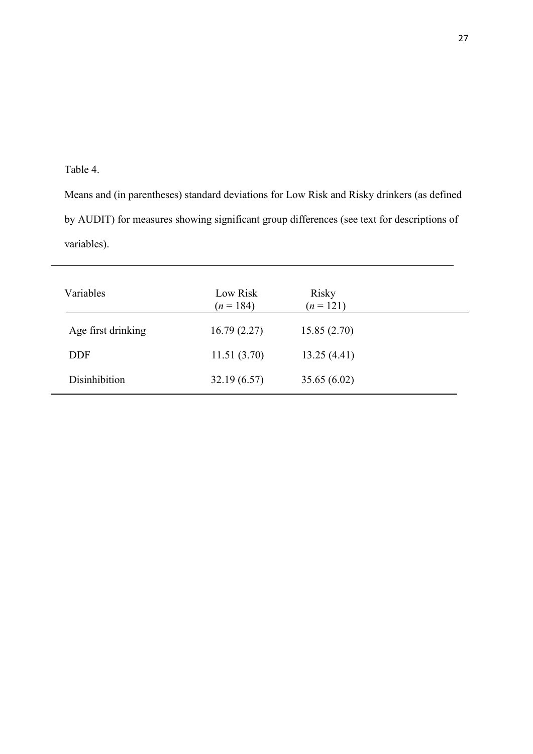Table 4.

Means and (in parentheses) standard deviations for Low Risk and Risky drinkers (as defined by AUDIT) for measures showing significant group differences (see text for descriptions of variables).

| Variables | Low Risk ($n$ = 184) | Risky ($n$ = 121) |
|---|---|---|
| Age first drinking | 16.79 (2.27) | 15.85 (2.70) |
| DDF | 11.51 (3.70) | 13.25 (4.41) |
| Disinhibition | 32.19 (6.57) | 35.65 (6.02) |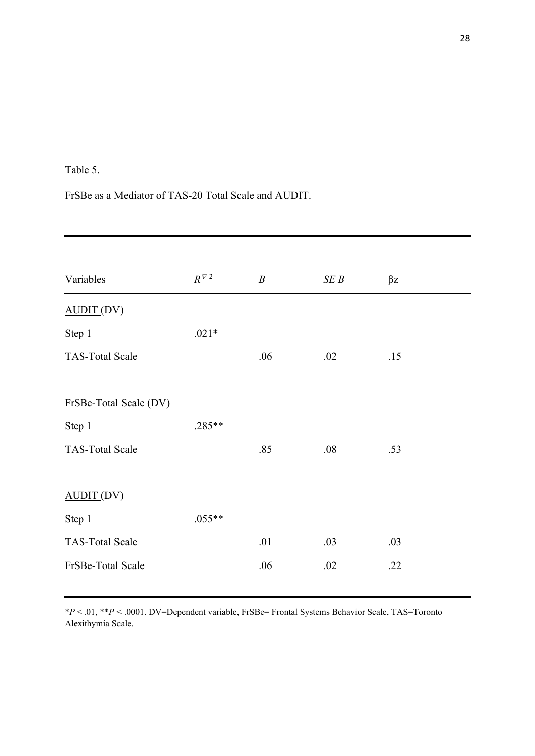Table 5.

FrSBe as a Mediator of TAS-20 Total Scale and AUDIT.

| Variables | $R^{\nabla 2}$ | *B* | *SE B* | βz |
|---|---|---|---|---|
| <u>AUDIT</u> (DV) | | | | |
| Step 1 | .021* | | | |
| TAS-Total Scale | | .06 | .02 | .15 |
| | | | | |
| FrSBe-Total Scale (DV) | | | | |
| Step 1 | .285** | | | |
| TAS-Total Scale | | .85 | .08 | .53 |
| | | | | |
| <u>AUDIT</u> (DV) | | | | |
| Step 1 | .055** | | | |
| TAS-Total Scale | | .01 | .03 | .03 |
| FrSBe-Total Scale | | .06 | .02 | .22 |

$^{*}P < .01$, $^{**}P < .0001$. DV=Dependent variable, FrSBe= Frontal Systems Behavior Scale, TAS=Toronto Alexithymia Scale.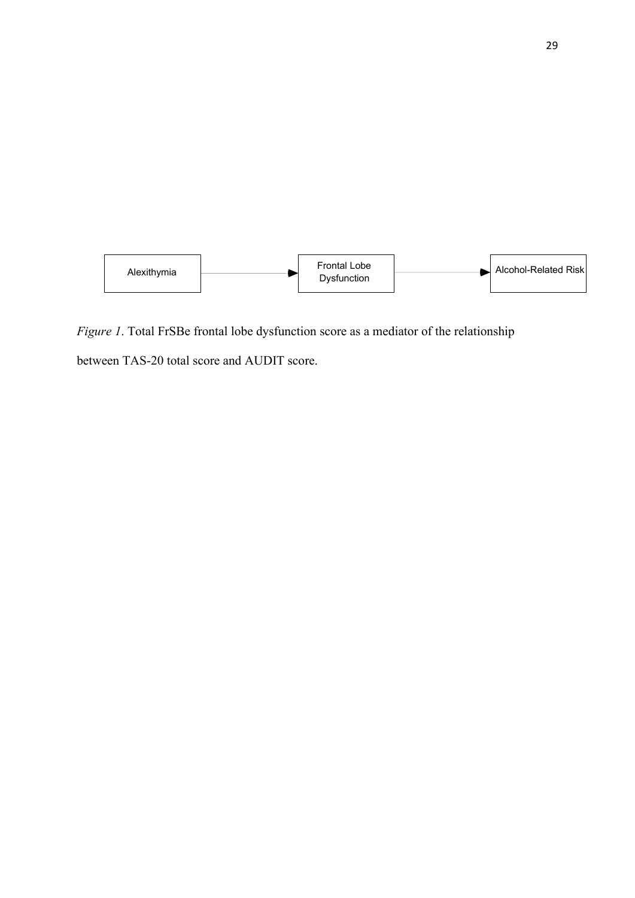Alexithymia

Frontal Lobe Dysfunction

Alcohol-Related Risk

*Figure 1*. Total FrSBe frontal lobe dysfunction score as a mediator of the relationship between TAS-20 total score and AUDIT score.